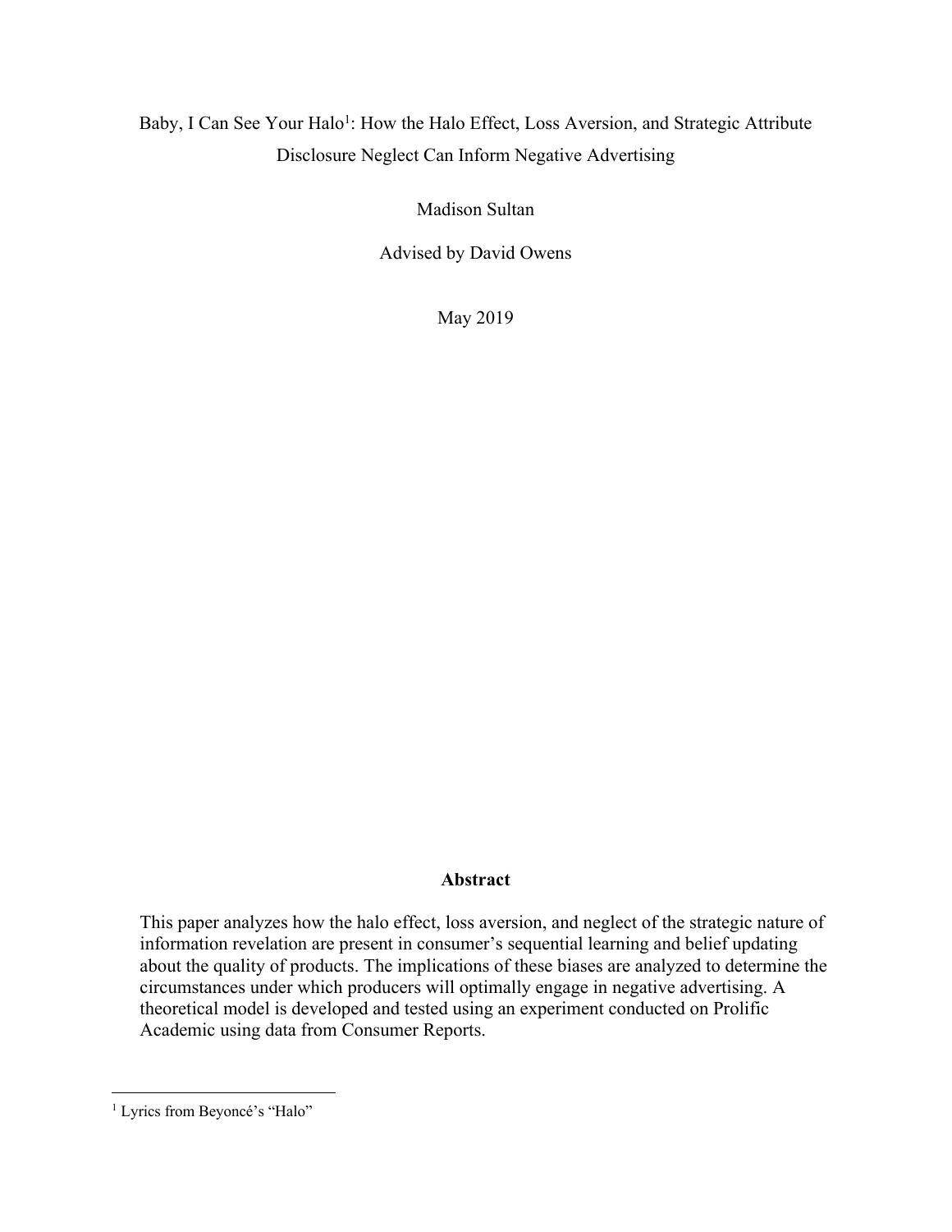# Baby, I Can See Your Halo[1]: How the Halo Effect, Loss Aversion, and Strategic Attribute Disclosure Neglect Can Inform Negative Advertising

Madison Sultan

Advised by David Owens

May 2019

## Abstract

This paper analyzes how the halo effect, loss aversion, and neglect of the strategic nature of information revelation are present in consumer's sequential learning and belief updating about the quality of products. The implications of these biases are analyzed to determine the circumstances under which producers will optimally engage in negative advertising. A theoretical model is developed and tested using an experiment conducted on Prolific Academic using data from Consumer Reports.

---

[1] Lyrics from Beyoncé's "Halo"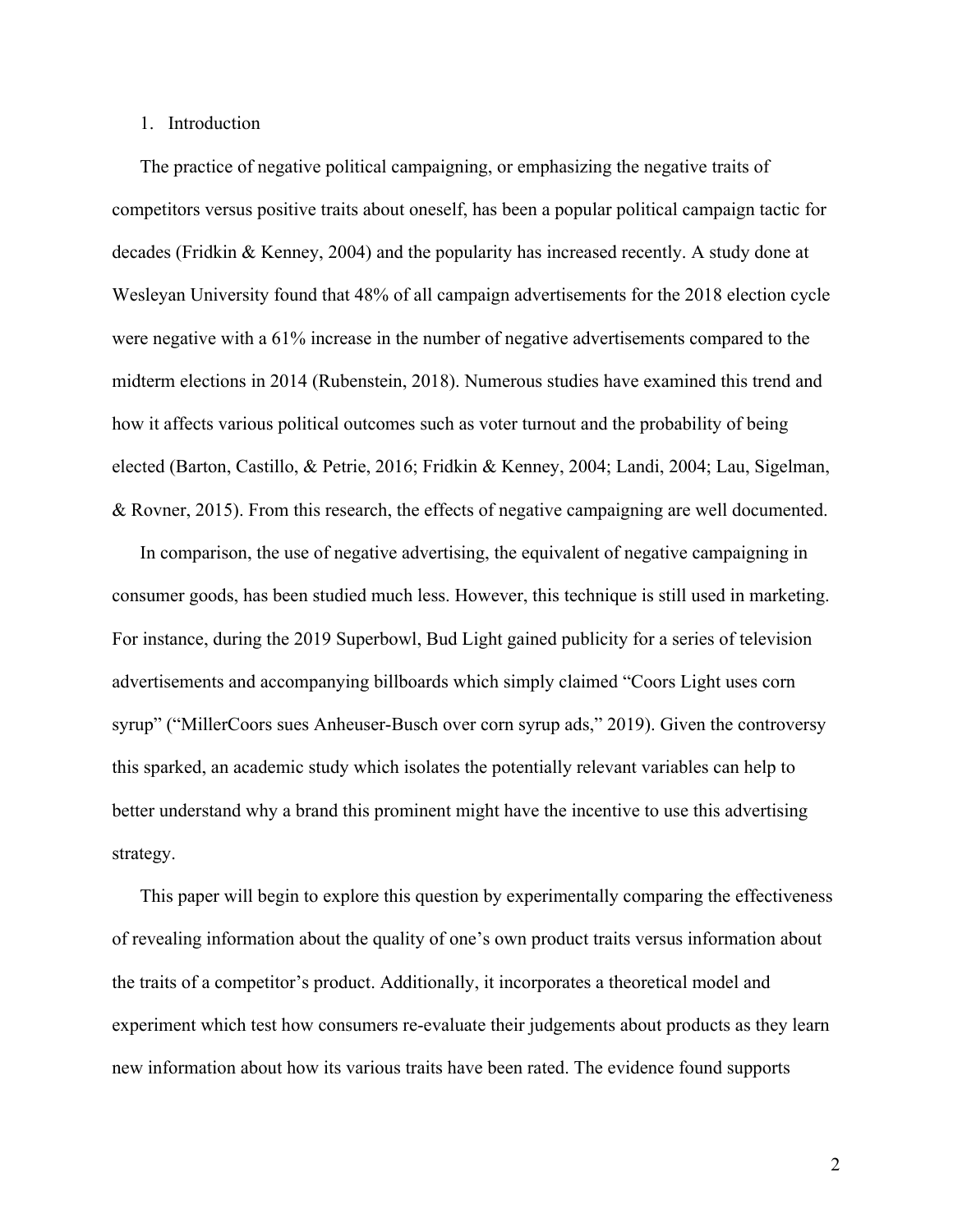## 1. Introduction

The practice of negative political campaigning, or emphasizing the negative traits of competitors versus positive traits about oneself, has been a popular political campaign tactic for decades (Fridkin & Kenney, 2004) and the popularity has increased recently. A study done at Wesleyan University found that 48% of all campaign advertisements for the 2018 election cycle were negative with a 61% increase in the number of negative advertisements compared to the midterm elections in 2014 (Rubenstein, 2018). Numerous studies have examined this trend and how it affects various political outcomes such as voter turnout and the probability of being elected (Barton, Castillo, & Petrie, 2016; Fridkin & Kenney, 2004; Landi, 2004; Lau, Sigelman, & Rovner, 2015). From this research, the effects of negative campaigning are well documented.

In comparison, the use of negative advertising, the equivalent of negative campaigning in consumer goods, has been studied much less. However, this technique is still used in marketing. For instance, during the 2019 Superbowl, Bud Light gained publicity for a series of television advertisements and accompanying billboards which simply claimed "Coors Light uses corn syrup" ("MillerCoors sues Anheuser-Busch over corn syrup ads," 2019). Given the controversy this sparked, an academic study which isolates the potentially relevant variables can help to better understand why a brand this prominent might have the incentive to use this advertising strategy.

This paper will begin to explore this question by experimentally comparing the effectiveness of revealing information about the quality of one's own product traits versus information about the traits of a competitor's product. Additionally, it incorporates a theoretical model and experiment which test how consumers re-evaluate their judgements about products as they learn new information about how its various traits have been rated. The evidence found supports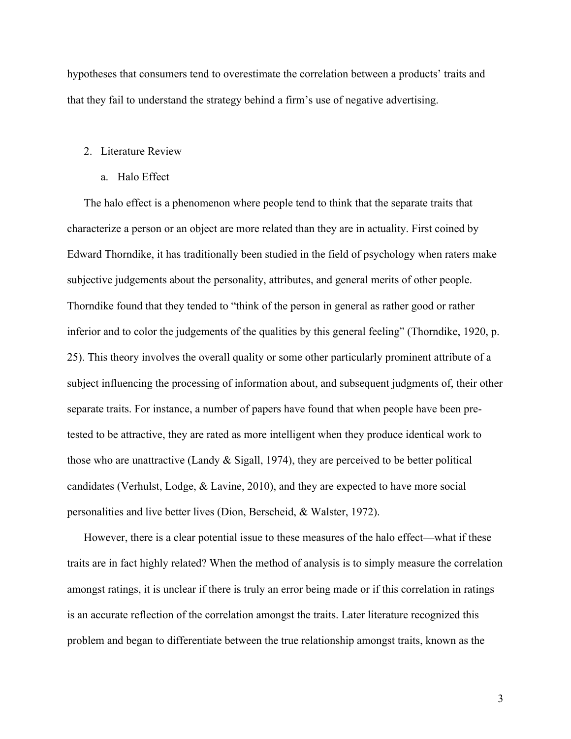hypotheses that consumers tend to overestimate the correlation between a products' traits and that they fail to understand the strategy behind a firm's use of negative advertising.

## 2. Literature Review

### a. Halo Effect

The halo effect is a phenomenon where people tend to think that the separate traits that characterize a person or an object are more related than they are in actuality. First coined by Edward Thorndike, it has traditionally been studied in the field of psychology when raters make subjective judgements about the personality, attributes, and general merits of other people. Thorndike found that they tended to "think of the person in general as rather good or rather inferior and to color the judgements of the qualities by this general feeling" (Thorndike, 1920, p. 25). This theory involves the overall quality or some other particularly prominent attribute of a subject influencing the processing of information about, and subsequent judgments of, their other separate traits. For instance, a number of papers have found that when people have been pre-tested to be attractive, they are rated as more intelligent when they produce identical work to those who are unattractive (Landy & Sigall, 1974), they are perceived to be better political candidates (Verhulst, Lodge, & Lavine, 2010), and they are expected to have more social personalities and live better lives (Dion, Berscheid, & Walster, 1972).

However, there is a clear potential issue to these measures of the halo effect—what if these traits are in fact highly related? When the method of analysis is to simply measure the correlation amongst ratings, it is unclear if there is truly an error being made or if this correlation in ratings is an accurate reflection of the correlation amongst the traits. Later literature recognized this problem and began to differentiate between the true relationship amongst traits, known as the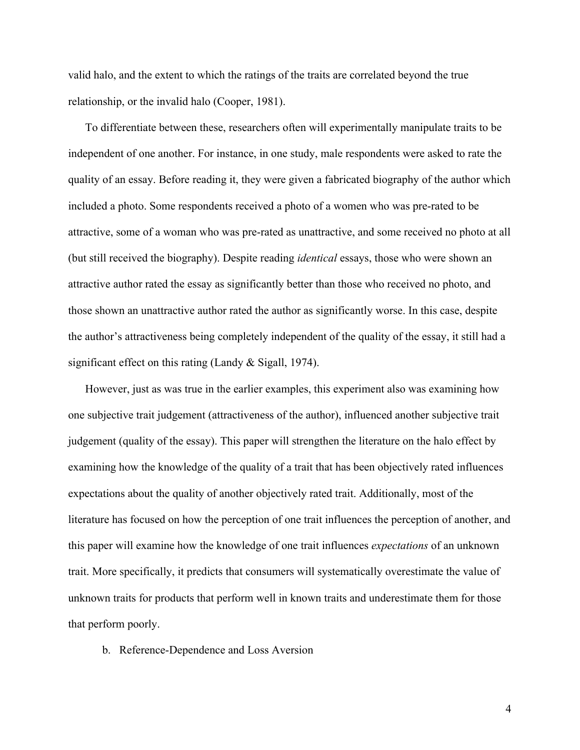valid halo, and the extent to which the ratings of the traits are correlated beyond the true relationship, or the invalid halo (Cooper, 1981).

To differentiate between these, researchers often will experimentally manipulate traits to be independent of one another. For instance, in one study, male respondents were asked to rate the quality of an essay. Before reading it, they were given a fabricated biography of the author which included a photo. Some respondents received a photo of a women who was pre-rated to be attractive, some of a woman who was pre-rated as unattractive, and some received no photo at all (but still received the biography). Despite reading *identical* essays, those who were shown an attractive author rated the essay as significantly better than those who received no photo, and those shown an unattractive author rated the author as significantly worse. In this case, despite the author's attractiveness being completely independent of the quality of the essay, it still had a significant effect on this rating (Landy & Sigall, 1974).

However, just as was true in the earlier examples, this experiment also was examining how one subjective trait judgement (attractiveness of the author), influenced another subjective trait judgement (quality of the essay). This paper will strengthen the literature on the halo effect by examining how the knowledge of the quality of a trait that has been objectively rated influences expectations about the quality of another objectively rated trait. Additionally, most of the literature has focused on how the perception of one trait influences the perception of another, and this paper will examine how the knowledge of one trait influences *expectations* of an unknown trait. More specifically, it predicts that consumers will systematically overestimate the value of unknown traits for products that perform well in known traits and underestimate them for those that perform poorly.

### b. Reference-Dependence and Loss Aversion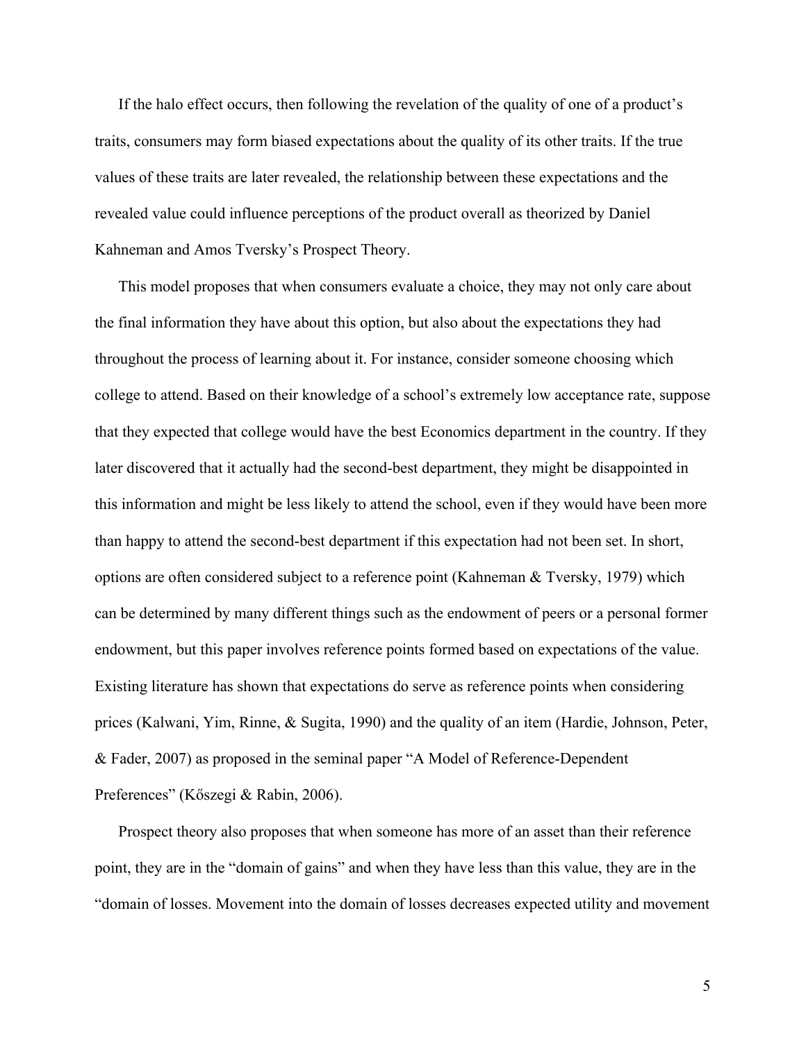If the halo effect occurs, then following the revelation of the quality of one of a product's traits, consumers may form biased expectations about the quality of its other traits. If the true values of these traits are later revealed, the relationship between these expectations and the revealed value could influence perceptions of the product overall as theorized by Daniel Kahneman and Amos Tversky's Prospect Theory.

This model proposes that when consumers evaluate a choice, they may not only care about the final information they have about this option, but also about the expectations they had throughout the process of learning about it. For instance, consider someone choosing which college to attend. Based on their knowledge of a school's extremely low acceptance rate, suppose that they expected that college would have the best Economics department in the country. If they later discovered that it actually had the second-best department, they might be disappointed in this information and might be less likely to attend the school, even if they would have been more than happy to attend the second-best department if this expectation had not been set. In short, options are often considered subject to a reference point (Kahneman & Tversky, 1979) which can be determined by many different things such as the endowment of peers or a personal former endowment, but this paper involves reference points formed based on expectations of the value. Existing literature has shown that expectations do serve as reference points when considering prices (Kalwani, Yim, Rinne, & Sugita, 1990) and the quality of an item (Hardie, Johnson, Peter, & Fader, 2007) as proposed in the seminal paper "A Model of Reference-Dependent Preferences" (Kőszegi & Rabin, 2006).

Prospect theory also proposes that when someone has more of an asset than their reference point, they are in the "domain of gains" and when they have less than this value, they are in the "domain of losses. Movement into the domain of losses decreases expected utility and movement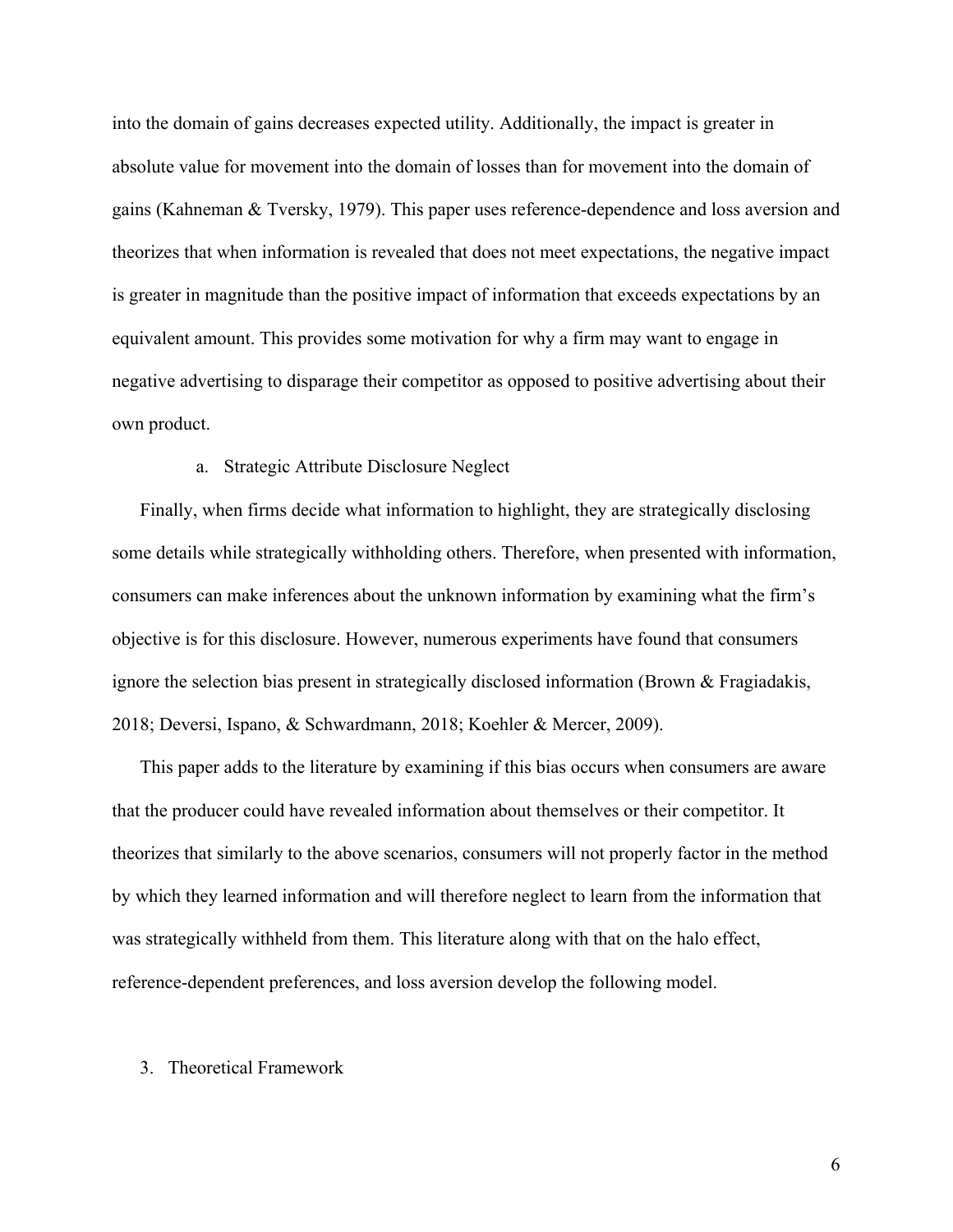into the domain of gains decreases expected utility. Additionally, the impact is greater in absolute value for movement into the domain of losses than for movement into the domain of gains (Kahneman & Tversky, 1979). This paper uses reference-dependence and loss aversion and theorizes that when information is revealed that does not meet expectations, the negative impact is greater in magnitude than the positive impact of information that exceeds expectations by an equivalent amount. This provides some motivation for why a firm may want to engage in negative advertising to disparage their competitor as opposed to positive advertising about their own product.

### a. Strategic Attribute Disclosure Neglect

Finally, when firms decide what information to highlight, they are strategically disclosing some details while strategically withholding others. Therefore, when presented with information, consumers can make inferences about the unknown information by examining what the firm's objective is for this disclosure. However, numerous experiments have found that consumers ignore the selection bias present in strategically disclosed information (Brown & Fragiadakis, 2018; Deversi, Ispano, & Schwardmann, 2018; Koehler & Mercer, 2009).

This paper adds to the literature by examining if this bias occurs when consumers are aware that the producer could have revealed information about themselves or their competitor. It theorizes that similarly to the above scenarios, consumers will not properly factor in the method by which they learned information and will therefore neglect to learn from the information that was strategically withheld from them. This literature along with that on the halo effect, reference-dependent preferences, and loss aversion develop the following model.

## 3. Theoretical Framework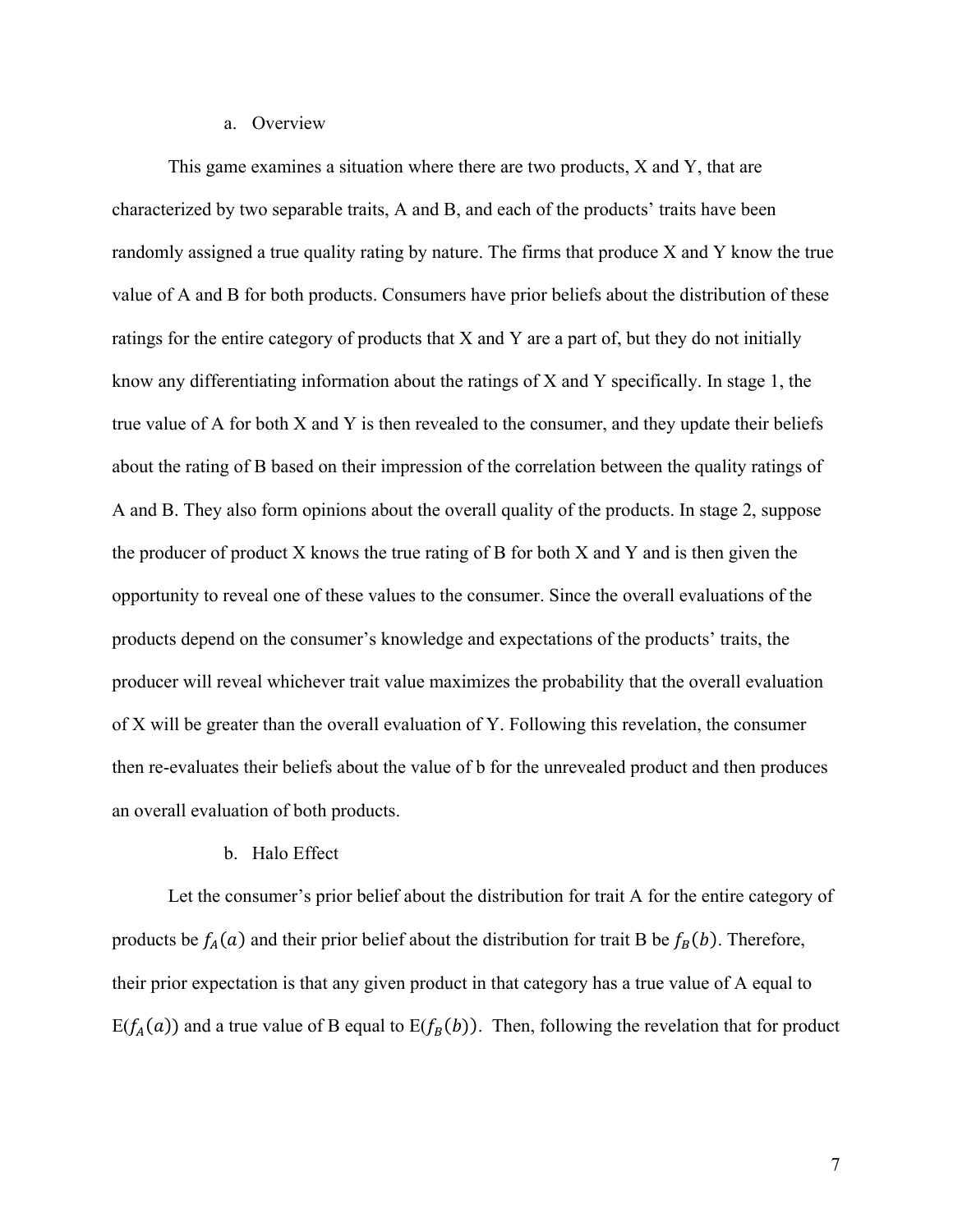### a. Overview

This game examines a situation where there are two products, X and Y, that are characterized by two separable traits, A and B, and each of the products' traits have been randomly assigned a true quality rating by nature. The firms that produce X and Y know the true value of A and B for both products. Consumers have prior beliefs about the distribution of these ratings for the entire category of products that X and Y are a part of, but they do not initially know any differentiating information about the ratings of X and Y specifically. In stage 1, the true value of A for both X and Y is then revealed to the consumer, and they update their beliefs about the rating of B based on their impression of the correlation between the quality ratings of A and B. They also form opinions about the overall quality of the products. In stage 2, suppose the producer of product X knows the true rating of B for both X and Y and is then given the opportunity to reveal one of these values to the consumer. Since the overall evaluations of the products depend on the consumer's knowledge and expectations of the products' traits, the producer will reveal whichever trait value maximizes the probability that the overall evaluation of X will be greater than the overall evaluation of Y. Following this revelation, the consumer then re-evaluates their beliefs about the value of b for the unrevealed product and then produces an overall evaluation of both products.

### b. Halo Effect

Let the consumer's prior belief about the distribution for trait A for the entire category of products be $f_A(a)$ and their prior belief about the distribution for trait B be $f_B(b)$. Therefore, their prior expectation is that any given product in that category has a true value of A equal to $\mathrm{E}(f_A(a))$ and a true value of B equal to $\mathrm{E}(f_B(b))$. Then, following the revelation that for product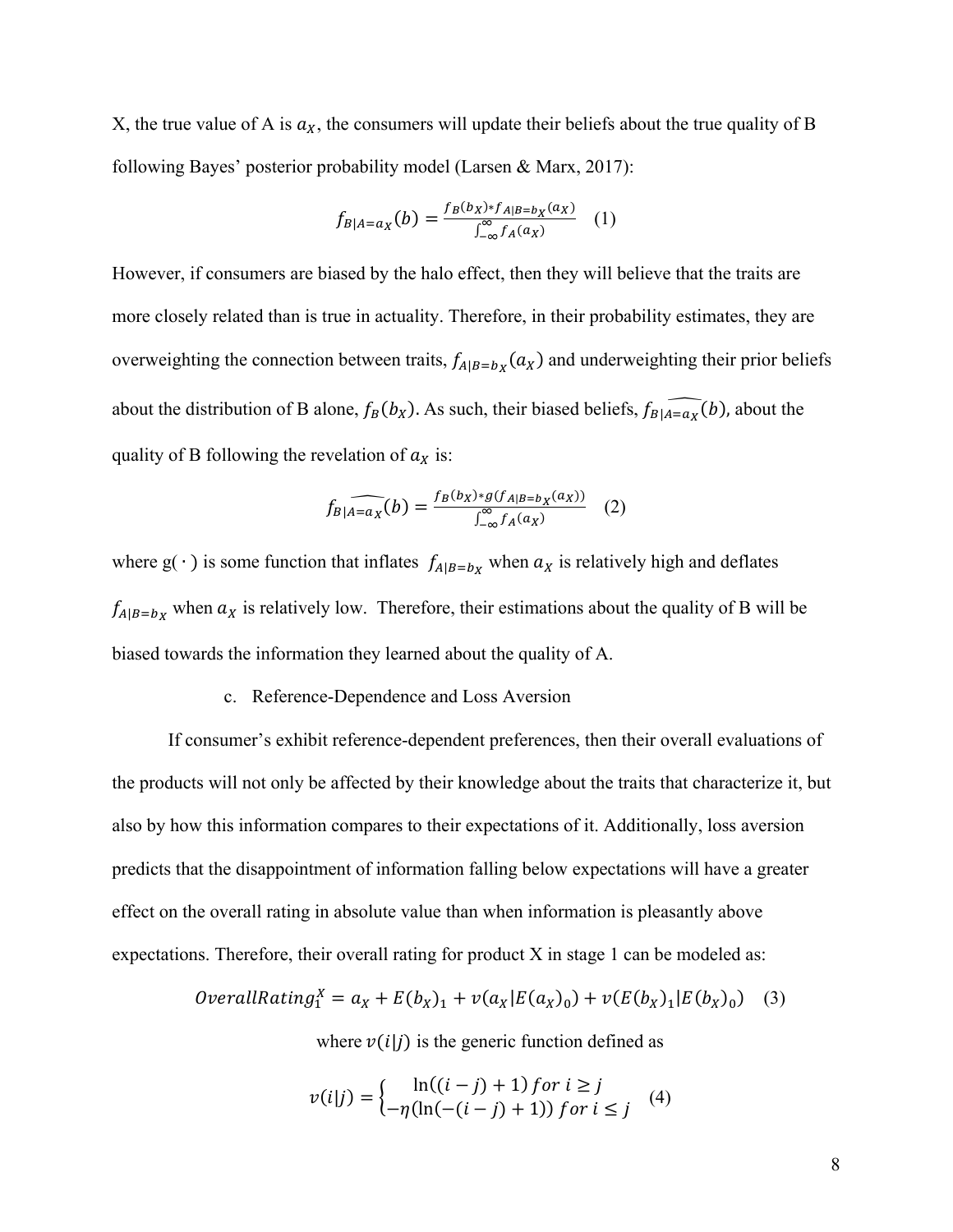X, the true value of A is $a_X$, the consumers will update their beliefs about the true quality of B following Bayes' posterior probability model (Larsen & Marx, 2017):

$$f_{B|A=a_X}(b) = \frac{f_B(b_X) * f_{A|B=b_X}(a_X)}{\int_{-\infty}^{\infty} f_A(a_X)} \quad (1)$$

However, if consumers are biased by the halo effect, then they will believe that the traits are more closely related than is true in actuality. Therefore, in their probability estimates, they are overweighting the connection between traits, $f_{A|B=b_X}(a_X)$ and underweighting their prior beliefs about the distribution of B alone, $f_B(b_X)$. As such, their biased beliefs, $f_{B|\widehat{A=a_X}}(b)$, about the quality of B following the revelation of $a_X$ is:

$$f_{B|\widehat{A=a_X}}(b) = \frac{f_B(b_X) * g(f_{A|B=b_X}(a_X))}{\int_{-\infty}^{\infty} f_A(a_X)} \quad (2)$$

where g( · ) is some function that inflates $f_{A|B=b_X}$ when $a_X$ is relatively high and deflates $f_{A|B=b_X}$ when $a_X$ is relatively low. Therefore, their estimations about the quality of B will be biased towards the information they learned about the quality of A.

c. Reference-Dependence and Loss Aversion

If consumer's exhibit reference-dependent preferences, then their overall evaluations of the products will not only be affected by their knowledge about the traits that characterize it, but also by how this information compares to their expectations of it. Additionally, loss aversion predicts that the disappointment of information falling below expectations will have a greater effect on the overall rating in absolute value than when information is pleasantly above expectations. Therefore, their overall rating for product X in stage 1 can be modeled as:

$$OverallRating_1^X = a_X + E(b_X)_1 + v(a_X|E(a_X)_0) + v(E(b_X)_1|E(b_X)_0) \quad (3)$$

where $v(i|j)$ is the generic function defined as

$$v(i|j) = \begin{cases} \ln((i-j)+1) \; for \; i \geq j \\ -\eta(\ln(-(i-j)+1)) \; for \; i \leq j \end{cases} \quad (4)$$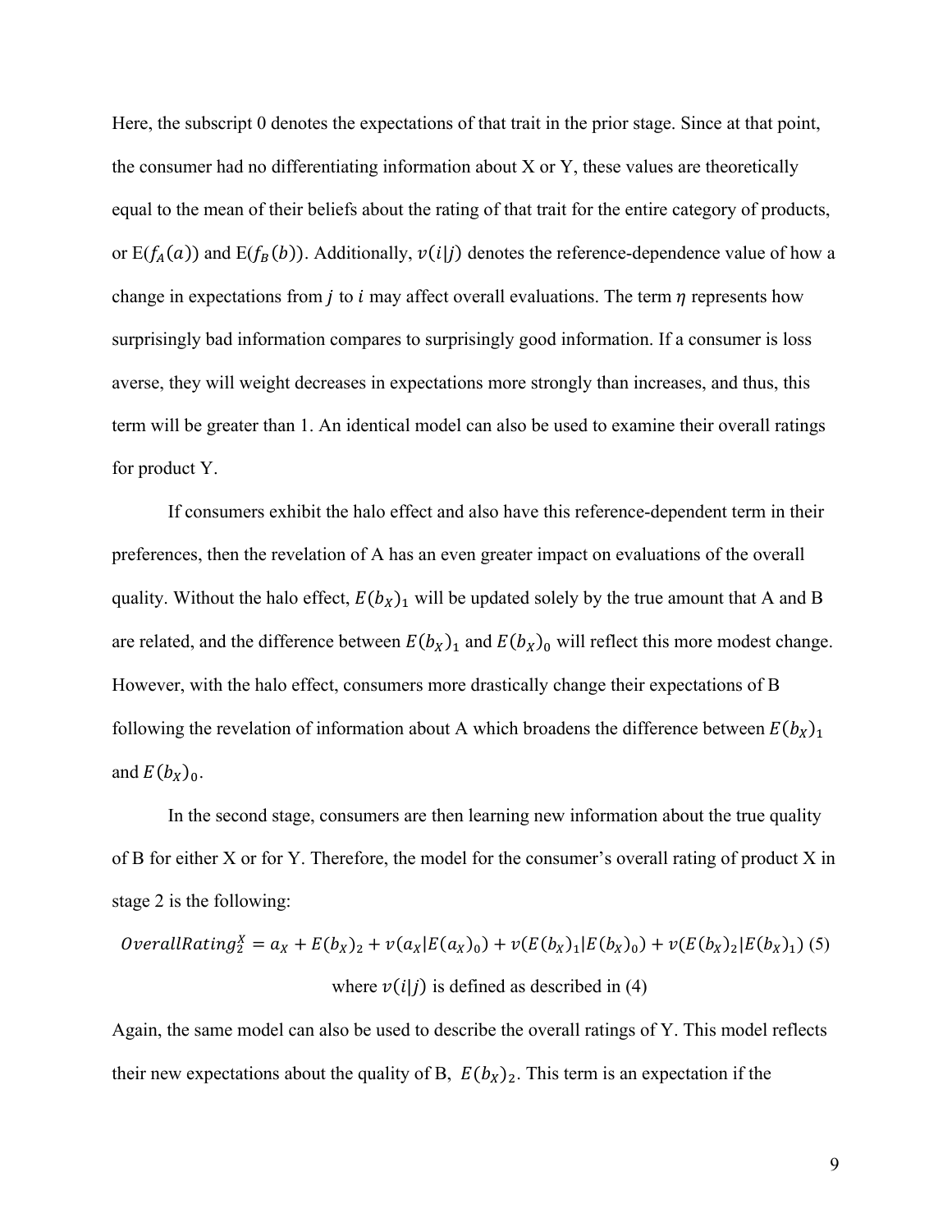Here, the subscript 0 denotes the expectations of that trait in the prior stage. Since at that point, the consumer had no differentiating information about X or Y, these values are theoretically equal to the mean of their beliefs about the rating of that trait for the entire category of products, or $E(f_A(a))$ and $E(f_B(b))$. Additionally, $v(i|j)$ denotes the reference-dependence value of how a change in expectations from $j$ to $i$ may affect overall evaluations. The term $\eta$ represents how surprisingly bad information compares to surprisingly good information. If a consumer is loss averse, they will weight decreases in expectations more strongly than increases, and thus, this term will be greater than 1. An identical model can also be used to examine their overall ratings for product Y.

If consumers exhibit the halo effect and also have this reference-dependent term in their preferences, then the revelation of A has an even greater impact on evaluations of the overall quality. Without the halo effect, $E(b_X)_1$ will be updated solely by the true amount that A and B are related, and the difference between $E(b_X)_1$ and $E(b_X)_0$ will reflect this more modest change. However, with the halo effect, consumers more drastically change their expectations of B following the revelation of information about A which broadens the difference between $E(b_X)_1$ and $E(b_X)_0$.

In the second stage, consumers are then learning new information about the true quality of B for either X or for Y. Therefore, the model for the consumer's overall rating of product X in stage 2 is the following:

$$OverallRating_2^X = a_X + E(b_X)_2 + v(a_X|E(a_X)_0) + v(E(b_X)_1|E(b_X)_0) + v(E(b_X)_2|E(b_X)_1) \quad (5)$$

where $v(i|j)$ is defined as described in (4)

Again, the same model can also be used to describe the overall ratings of Y. This model reflects their new expectations about the quality of B, $E(b_X)_2$. This term is an expectation if the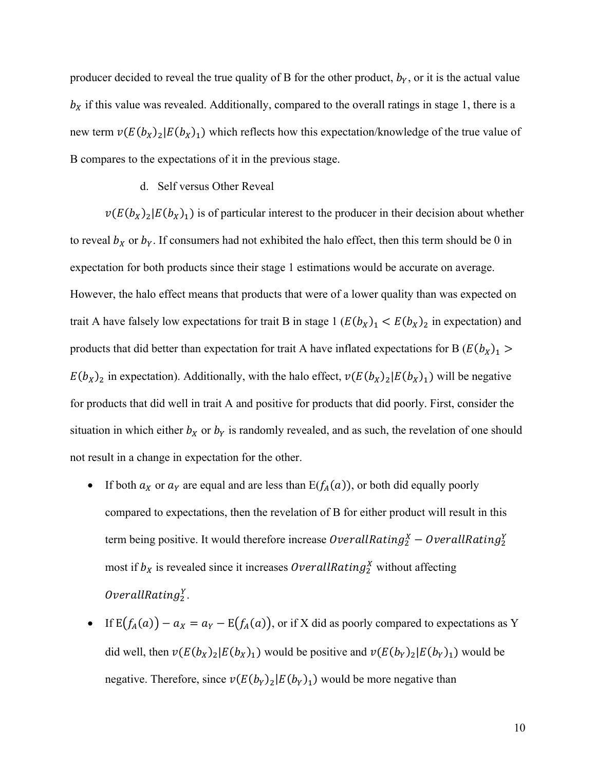producer decided to reveal the true quality of B for the other product, $b_Y$, or it is the actual value $b_X$ if this value was revealed. Additionally, compared to the overall ratings in stage 1, there is a new term $v(E(b_X)_2|E(b_X)_1)$ which reflects how this expectation/knowledge of the true value of B compares to the expectations of it in the previous stage.

d. Self versus Other Reveal

$v(E(b_X)_2|E(b_X)_1)$ is of particular interest to the producer in their decision about whether to reveal $b_X$ or $b_Y$. If consumers had not exhibited the halo effect, then this term should be 0 in expectation for both products since their stage 1 estimations would be accurate on average. However, the halo effect means that products that were of a lower quality than was expected on trait A have falsely low expectations for trait B in stage 1 ($E(b_X)_1 < E(b_X)_2$ in expectation) and products that did better than expectation for trait A have inflated expectations for B ($E(b_X)_1 > E(b_X)_2$ in expectation). Additionally, with the halo effect, $v(E(b_X)_2|E(b_X)_1)$ will be negative for products that did well in trait A and positive for products that did poorly. First, consider the situation in which either $b_X$ or $b_Y$ is randomly revealed, and as such, the revelation of one should not result in a change in expectation for the other.

- If both $a_X$ or $a_Y$ are equal and are less than $\mathrm{E}(f_A(a))$, or both did equally poorly compared to expectations, then the revelation of B for either product will result in this term being positive. It would therefore increase $OverallRating_2^X - OverallRating_2^Y$ most if $b_X$ is revealed since it increases $OverallRating_2^X$ without affecting $OverallRating_2^Y$.
- If $\mathrm{E}(f_A(a)) - a_X = a_Y - \mathrm{E}(f_A(a))$, or if X did as poorly compared to expectations as Y did well, then $v(E(b_X)_2|E(b_X)_1)$ would be positive and $v(E(b_Y)_2|E(b_Y)_1)$ would be negative. Therefore, since $v(E(b_Y)_2|E(b_Y)_1)$ would be more negative than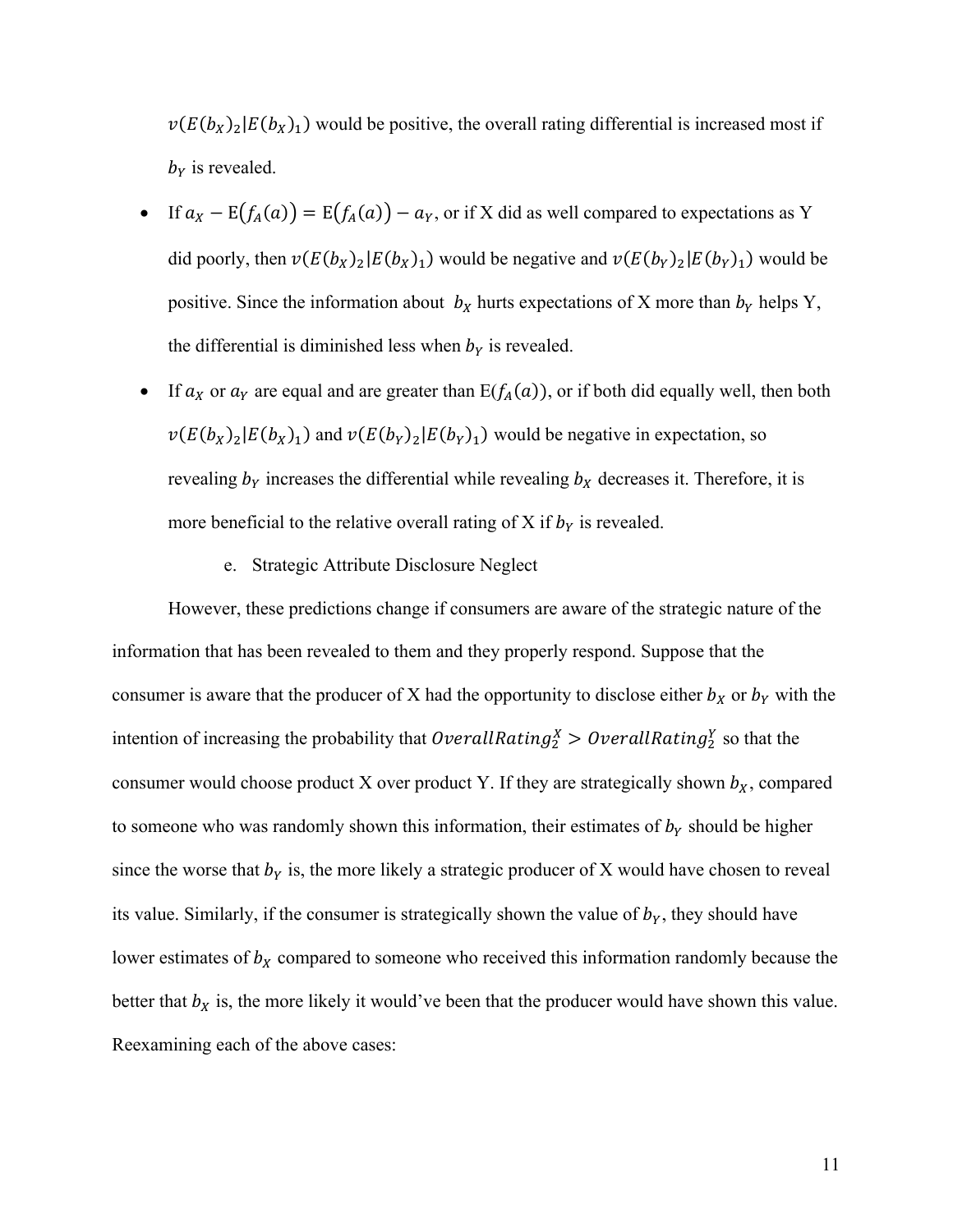$v(E(b_X)_2|E(b_X)_1)$ would be positive, the overall rating differential is increased most if $b_Y$ is revealed.

- If $a_X - \mathrm{E}(f_A(a)) = \mathrm{E}(f_A(a)) - a_Y$, or if X did as well compared to expectations as Y did poorly, then $v(E(b_X)_2|E(b_X)_1)$ would be negative and $v(E(b_Y)_2|E(b_Y)_1)$ would be positive. Since the information about $b_X$ hurts expectations of X more than $b_Y$ helps Y, the differential is diminished less when $b_Y$ is revealed.
- If $a_X$ or $a_Y$ are equal and are greater than $\mathrm{E}(f_A(a))$, or if both did equally well, then both $v(E(b_X)_2|E(b_X)_1)$ and $v(E(b_Y)_2|E(b_Y)_1)$ would be negative in expectation, so revealing $b_Y$ increases the differential while revealing $b_X$ decreases it. Therefore, it is more beneficial to the relative overall rating of X if $b_Y$ is revealed.

e. Strategic Attribute Disclosure Neglect

However, these predictions change if consumers are aware of the strategic nature of the information that has been revealed to them and they properly respond. Suppose that the consumer is aware that the producer of X had the opportunity to disclose either $b_X$ or $b_Y$ with the intention of increasing the probability that $OverallRating_2^X > OverallRating_2^Y$ so that the consumer would choose product X over product Y. If they are strategically shown $b_X$, compared to someone who was randomly shown this information, their estimates of $b_Y$ should be higher since the worse that $b_Y$ is, the more likely a strategic producer of X would have chosen to reveal its value. Similarly, if the consumer is strategically shown the value of $b_Y$, they should have lower estimates of $b_X$ compared to someone who received this information randomly because the better that $b_X$ is, the more likely it would've been that the producer would have shown this value. Reexamining each of the above cases: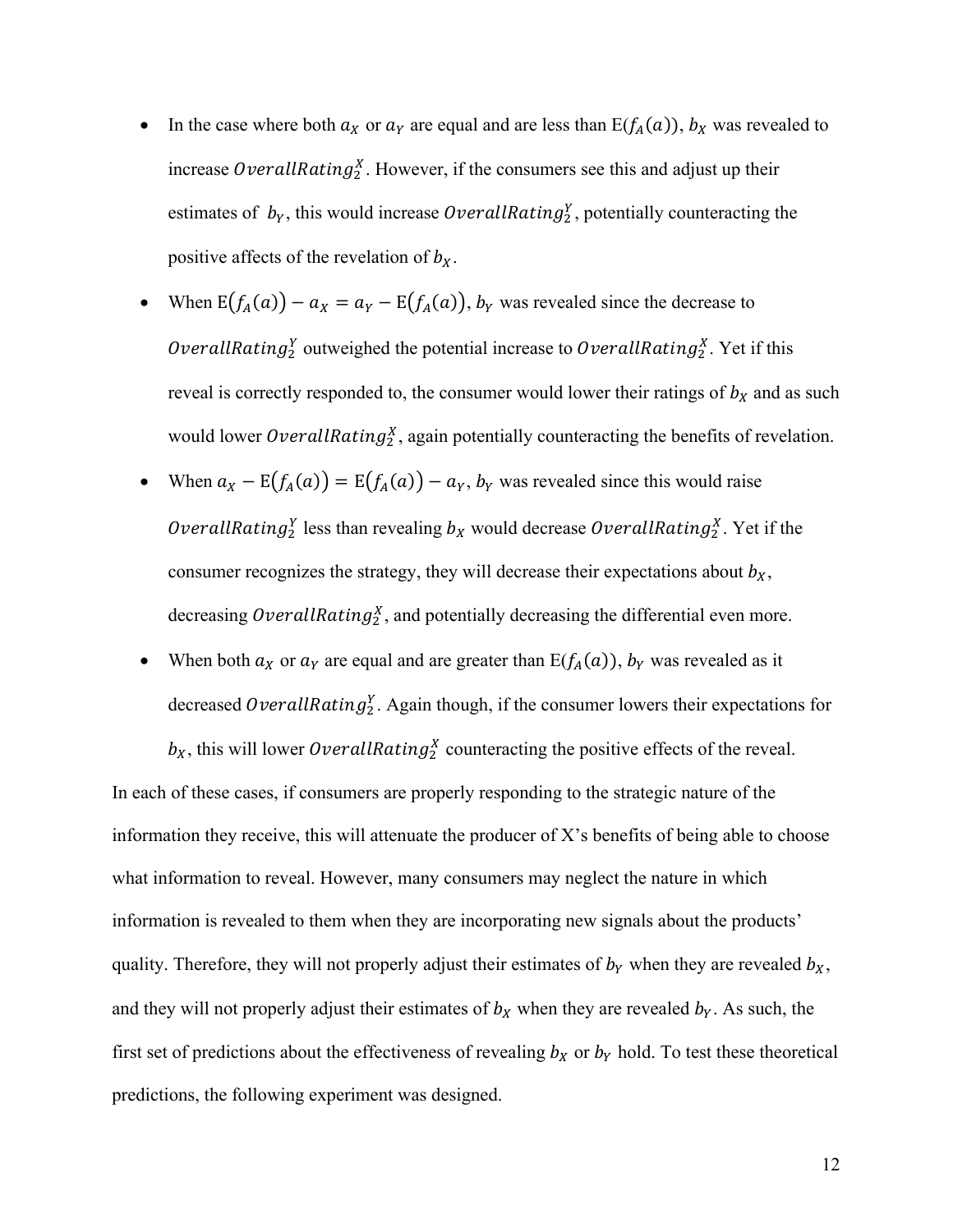- In the case where both $a_X$ or $a_Y$ are equal and are less than $\mathrm{E}(f_A(a))$, $b_X$ was revealed to increase $OverallRating_2^X$. However, if the consumers see this and adjust up their estimates of $b_Y$, this would increase $OverallRating_2^Y$, potentially counteracting the positive affects of the revelation of $b_X$.
- When $\mathrm{E}(f_A(a)) - a_X = a_Y - \mathrm{E}(f_A(a))$, $b_Y$ was revealed since the decrease to $OverallRating_2^Y$ outweighed the potential increase to $OverallRating_2^X$. Yet if this reveal is correctly responded to, the consumer would lower their ratings of $b_X$ and as such would lower $OverallRating_2^X$, again potentially counteracting the benefits of revelation.
- When $a_X - \mathrm{E}(f_A(a)) = \mathrm{E}(f_A(a)) - a_Y$, $b_Y$ was revealed since this would raise $OverallRating_2^Y$ less than revealing $b_X$ would decrease $OverallRating_2^X$. Yet if the consumer recognizes the strategy, they will decrease their expectations about $b_X$, decreasing $OverallRating_2^X$, and potentially decreasing the differential even more.
- When both $a_X$ or $a_Y$ are equal and are greater than $\mathrm{E}(f_A(a))$, $b_Y$ was revealed as it decreased $OverallRating_2^Y$. Again though, if the consumer lowers their expectations for $b_X$, this will lower $OverallRating_2^X$ counteracting the positive effects of the reveal.

In each of these cases, if consumers are properly responding to the strategic nature of the information they receive, this will attenuate the producer of X's benefits of being able to choose what information to reveal. However, many consumers may neglect the nature in which information is revealed to them when they are incorporating new signals about the products' quality. Therefore, they will not properly adjust their estimates of $b_Y$ when they are revealed $b_X$, and they will not properly adjust their estimates of $b_X$ when they are revealed $b_Y$. As such, the first set of predictions about the effectiveness of revealing $b_X$ or $b_Y$ hold. To test these theoretical predictions, the following experiment was designed.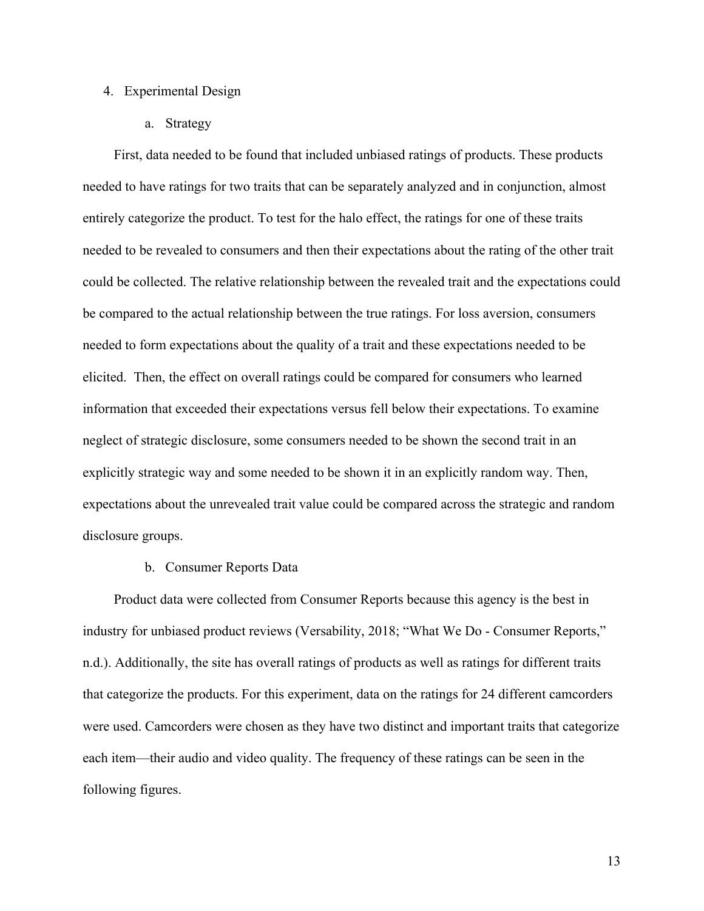## 4. Experimental Design

### a. Strategy

First, data needed to be found that included unbiased ratings of products. These products needed to have ratings for two traits that can be separately analyzed and in conjunction, almost entirely categorize the product. To test for the halo effect, the ratings for one of these traits needed to be revealed to consumers and then their expectations about the rating of the other trait could be collected. The relative relationship between the revealed trait and the expectations could be compared to the actual relationship between the true ratings. For loss aversion, consumers needed to form expectations about the quality of a trait and these expectations needed to be elicited. Then, the effect on overall ratings could be compared for consumers who learned information that exceeded their expectations versus fell below their expectations. To examine neglect of strategic disclosure, some consumers needed to be shown the second trait in an explicitly strategic way and some needed to be shown it in an explicitly random way. Then, expectations about the unrevealed trait value could be compared across the strategic and random disclosure groups.

### b. Consumer Reports Data

Product data were collected from Consumer Reports because this agency is the best in industry for unbiased product reviews (Versability, 2018; "What We Do - Consumer Reports," n.d.). Additionally, the site has overall ratings of products as well as ratings for different traits that categorize the products. For this experiment, data on the ratings for 24 different camcorders were used. Camcorders were chosen as they have two distinct and important traits that categorize each item—their audio and video quality. The frequency of these ratings can be seen in the following figures.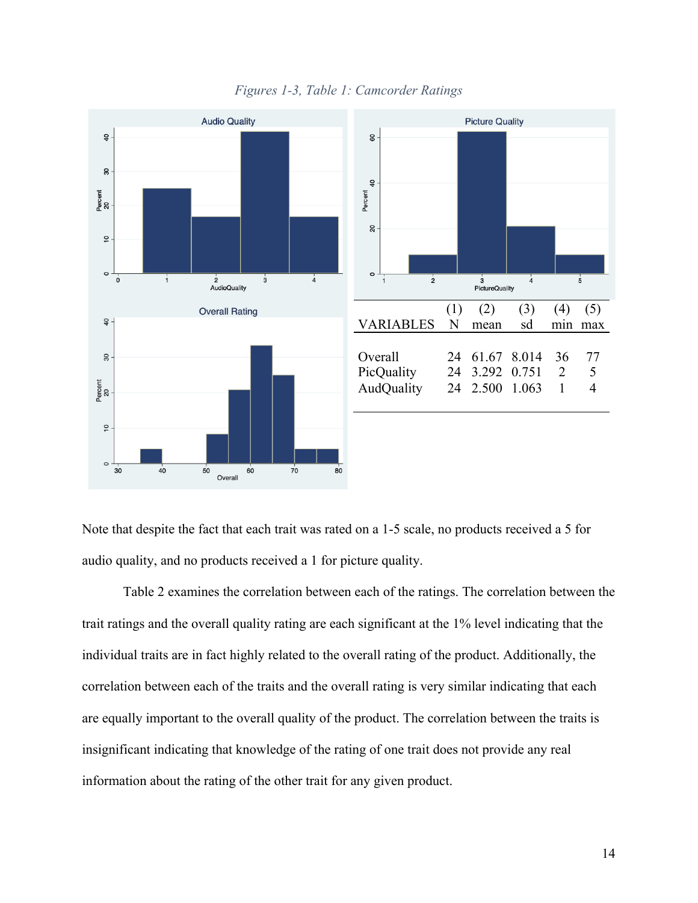*Figures 1-3, Table 1: Camcorder Ratings*

| VARIABLES | (1) N | (2) mean | (3) sd | (4) min | (5) max |
|---|---|---|---|---|---|
| Overall | 24 | 61.67 | 8.014 | 36 | 77 |
| PicQuality | 24 | 3.292 | 0.751 | 2 | 5 |
| AudQuality | 24 | 2.500 | 1.063 | 1 | 4 |

Note that despite the fact that each trait was rated on a 1-5 scale, no products received a 5 for audio quality, and no products received a 1 for picture quality.

Table 2 examines the correlation between each of the ratings. The correlation between the trait ratings and the overall quality rating are each significant at the 1% level indicating that the individual traits are in fact highly related to the overall rating of the product. Additionally, the correlation between each of the traits and the overall rating is very similar indicating that each are equally important to the overall quality of the product. The correlation between the traits is insignificant indicating that knowledge of the rating of one trait does not provide any real information about the rating of the other trait for any given product.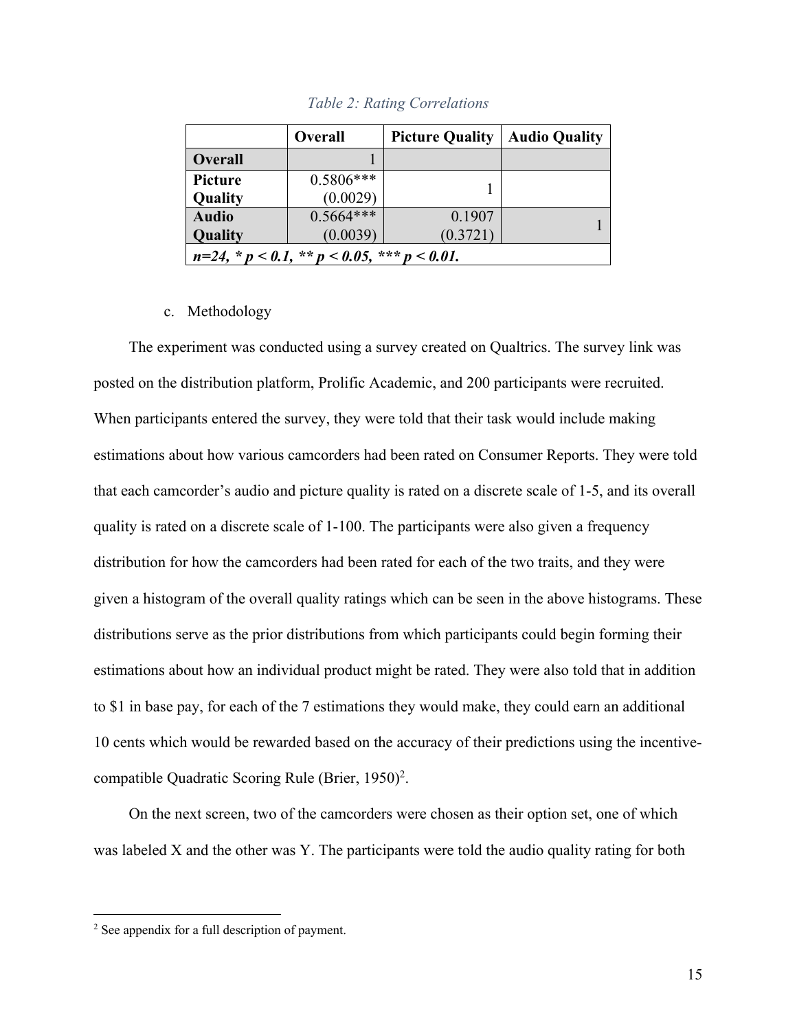*Table 2: Rating Correlations*

| | **Overall** | **Picture Quality** | **Audio Quality** |
|---|---|---|---|
| **Overall** | 1 | | |
| **Picture Quality** | 0.5806*** (0.0029) | 1 | |
| **Audio Quality** | 0.5664*** (0.0039) | 0.1907 (0.3721) | 1 |
| ***n=24, * p < 0.1, ** p < 0.05, *** p < 0.01.*** | | | |

c. Methodology

The experiment was conducted using a survey created on Qualtrics. The survey link was posted on the distribution platform, Prolific Academic, and 200 participants were recruited. When participants entered the survey, they were told that their task would include making estimations about how various camcorders had been rated on Consumer Reports. They were told that each camcorder's audio and picture quality is rated on a discrete scale of 1-5, and its overall quality is rated on a discrete scale of 1-100. The participants were also given a frequency distribution for how the camcorders had been rated for each of the two traits, and they were given a histogram of the overall quality ratings which can be seen in the above histograms. These distributions serve as the prior distributions from which participants could begin forming their estimations about how an individual product might be rated. They were also told that in addition to $1 in base pay, for each of the 7 estimations they would make, they could earn an additional 10 cents which would be rewarded based on the accuracy of their predictions using the incentive-compatible Quadratic Scoring Rule (Brier, 1950)[2].

On the next screen, two of the camcorders were chosen as their option set, one of which was labeled X and the other was Y. The participants were told the audio quality rating for both

[2] See appendix for a full description of payment.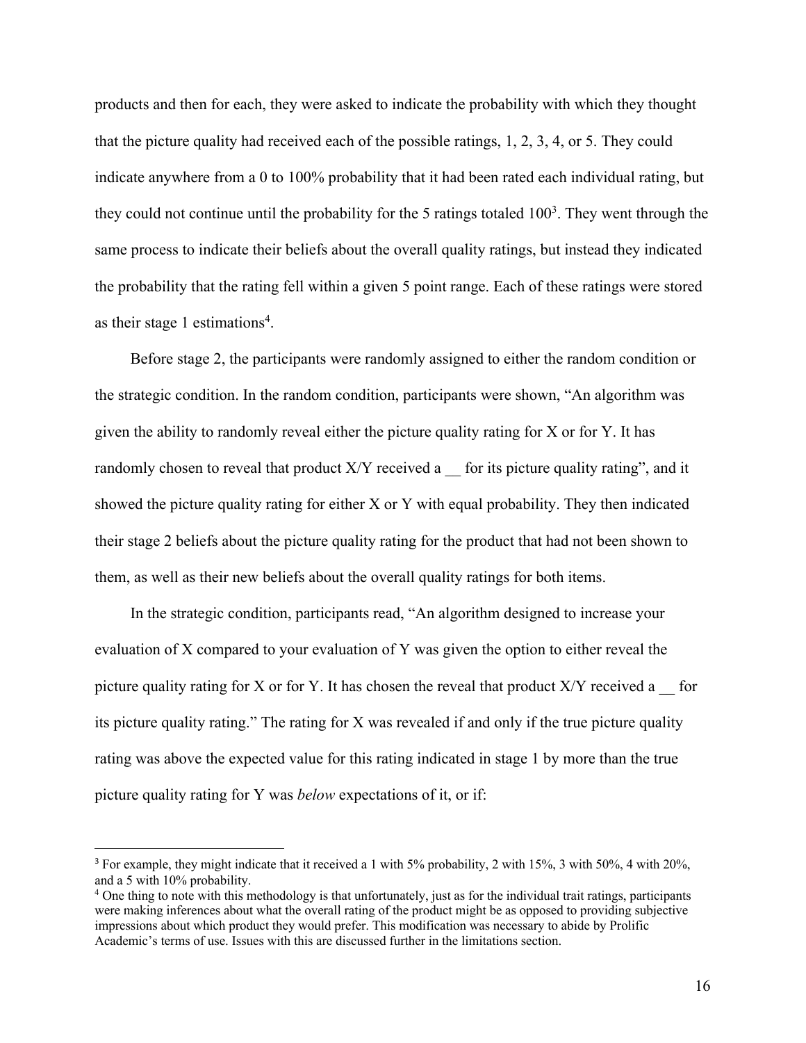products and then for each, they were asked to indicate the probability with which they thought that the picture quality had received each of the possible ratings, 1, 2, 3, 4, or 5. They could indicate anywhere from a 0 to 100% probability that it had been rated each individual rating, but they could not continue until the probability for the 5 ratings totaled 100[3]. They went through the same process to indicate their beliefs about the overall quality ratings, but instead they indicated the probability that the rating fell within a given 5 point range. Each of these ratings were stored as their stage 1 estimations[4].

Before stage 2, the participants were randomly assigned to either the random condition or the strategic condition. In the random condition, participants were shown, "An algorithm was given the ability to randomly reveal either the picture quality rating for X or for Y. It has randomly chosen to reveal that product X/Y received a __ for its picture quality rating", and it showed the picture quality rating for either X or Y with equal probability. They then indicated their stage 2 beliefs about the picture quality rating for the product that had not been shown to them, as well as their new beliefs about the overall quality ratings for both items.

In the strategic condition, participants read, "An algorithm designed to increase your evaluation of X compared to your evaluation of Y was given the option to either reveal the picture quality rating for X or for Y. It has chosen the reveal that product X/Y received a __ for its picture quality rating." The rating for X was revealed if and only if the true picture quality rating was above the expected value for this rating indicated in stage 1 by more than the true picture quality rating for Y was *below* expectations of it, or if:

---

[3] For example, they might indicate that it received a 1 with 5% probability, 2 with 15%, 3 with 50%, 4 with 20%, and a 5 with 10% probability.

[4] One thing to note with this methodology is that unfortunately, just as for the individual trait ratings, participants were making inferences about what the overall rating of the product might be as opposed to providing subjective impressions about which product they would prefer. This modification was necessary to abide by Prolific Academic's terms of use. Issues with this are discussed further in the limitations section.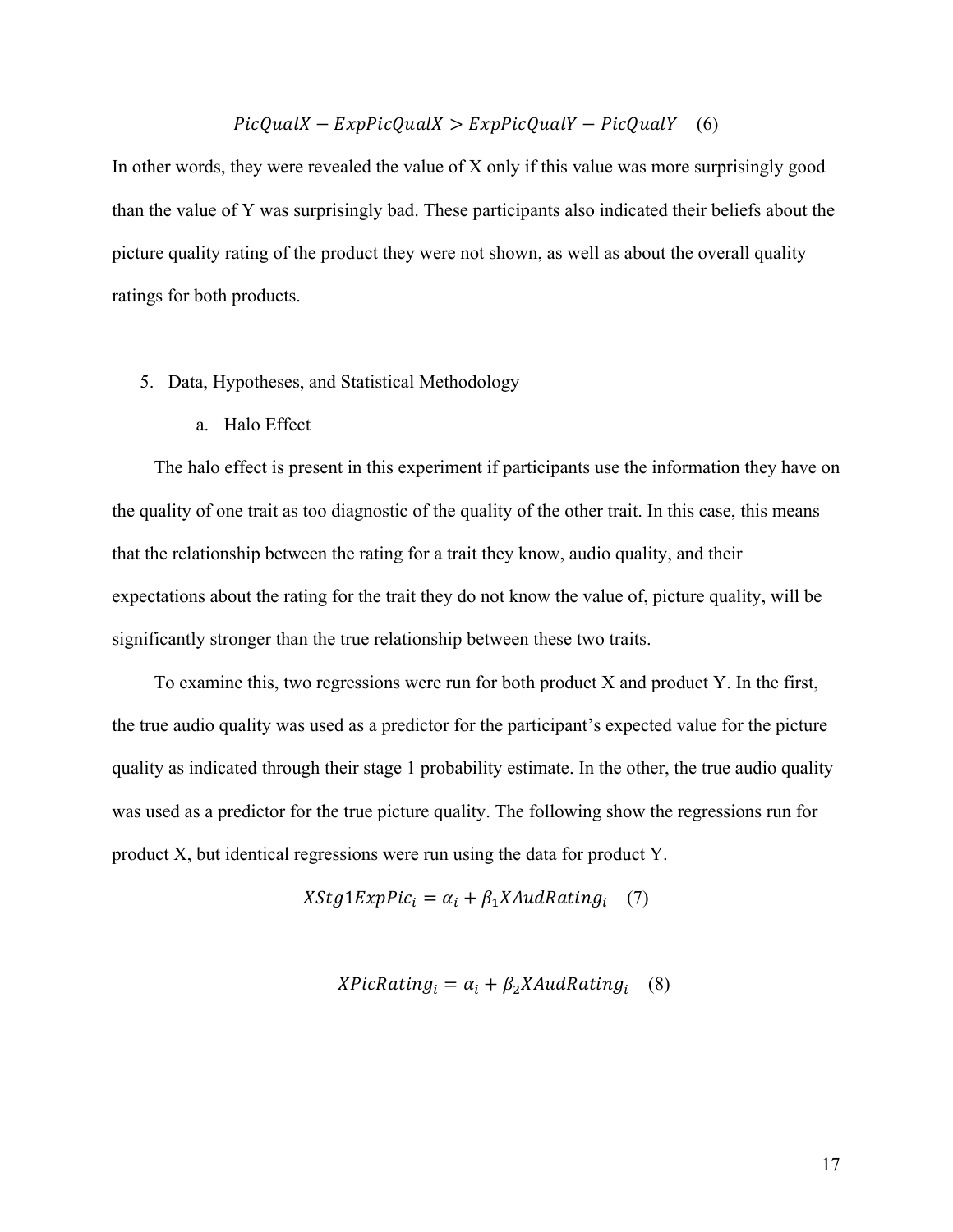$$PicQualX - ExpPicQualX > ExpPicQualY - PicQualY \quad (6)$$

In other words, they were revealed the value of X only if this value was more surprisingly good than the value of Y was surprisingly bad. These participants also indicated their beliefs about the picture quality rating of the product they were not shown, as well as about the overall quality ratings for both products.

## 5. Data, Hypotheses, and Statistical Methodology

### a. Halo Effect

The halo effect is present in this experiment if participants use the information they have on the quality of one trait as too diagnostic of the quality of the other trait. In this case, this means that the relationship between the rating for a trait they know, audio quality, and their expectations about the rating for the trait they do not know the value of, picture quality, will be significantly stronger than the true relationship between these two traits.

To examine this, two regressions were run for both product X and product Y. In the first, the true audio quality was used as a predictor for the participant's expected value for the picture quality as indicated through their stage 1 probability estimate. In the other, the true audio quality was used as a predictor for the true picture quality. The following show the regressions run for product X, but identical regressions were run using the data for product Y.

$$XStg1ExpPic_i = \alpha_i + \beta_1 XAudRating_i \quad (7)$$

$$XPicRating_i = \alpha_i + \beta_2 XAudRating_i \quad (8)$$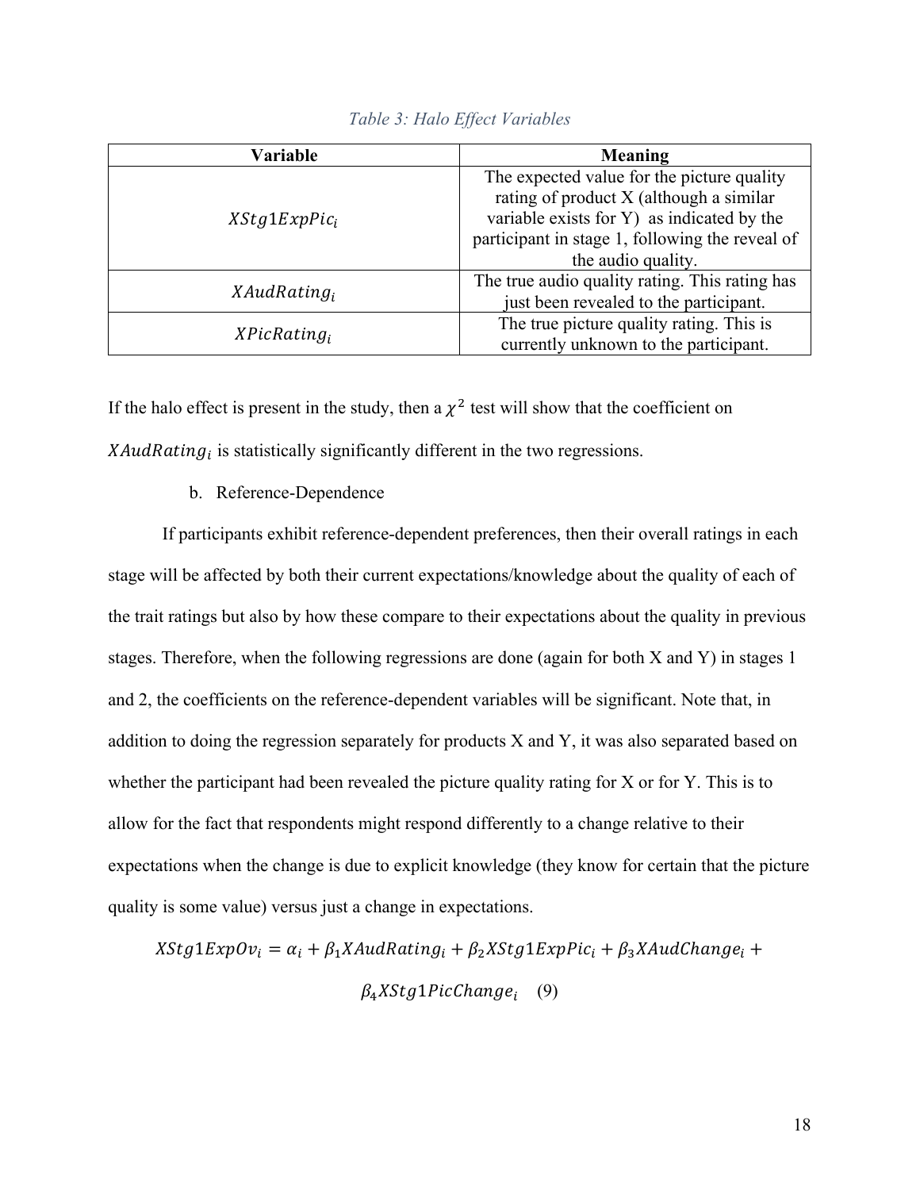*Table 3: Halo Effect Variables*

| Variable | Meaning |
|---|---|
| $XStg1ExpPic_i$ | The expected value for the picture quality rating of product X (although a similar variable exists for Y) as indicated by the participant in stage 1, following the reveal of the audio quality. |
| $XAudRating_i$ | The true audio quality rating. This rating has just been revealed to the participant. |
| $XPicRating_i$ | The true picture quality rating. This is currently unknown to the participant. |

If the halo effect is present in the study, then a $\chi^2$ test will show that the coefficient on $XAudRating_i$ is statistically significantly different in the two regressions.

b. Reference-Dependence

If participants exhibit reference-dependent preferences, then their overall ratings in each stage will be affected by both their current expectations/knowledge about the quality of each of the trait ratings but also by how these compare to their expectations about the quality in previous stages. Therefore, when the following regressions are done (again for both X and Y) in stages 1 and 2, the coefficients on the reference-dependent variables will be significant. Note that, in addition to doing the regression separately for products X and Y, it was also separated based on whether the participant had been revealed the picture quality rating for X or for Y. This is to allow for the fact that respondents might respond differently to a change relative to their expectations when the change is due to explicit knowledge (they know for certain that the picture quality is some value) versus just a change in expectations.

$$XStg1ExpOv_i = \alpha_i + \beta_1 XAudRating_i + \beta_2 XStg1ExpPic_i + \beta_3 XAudChange_i + \beta_4 XStg1PicChange_i \quad (9)$$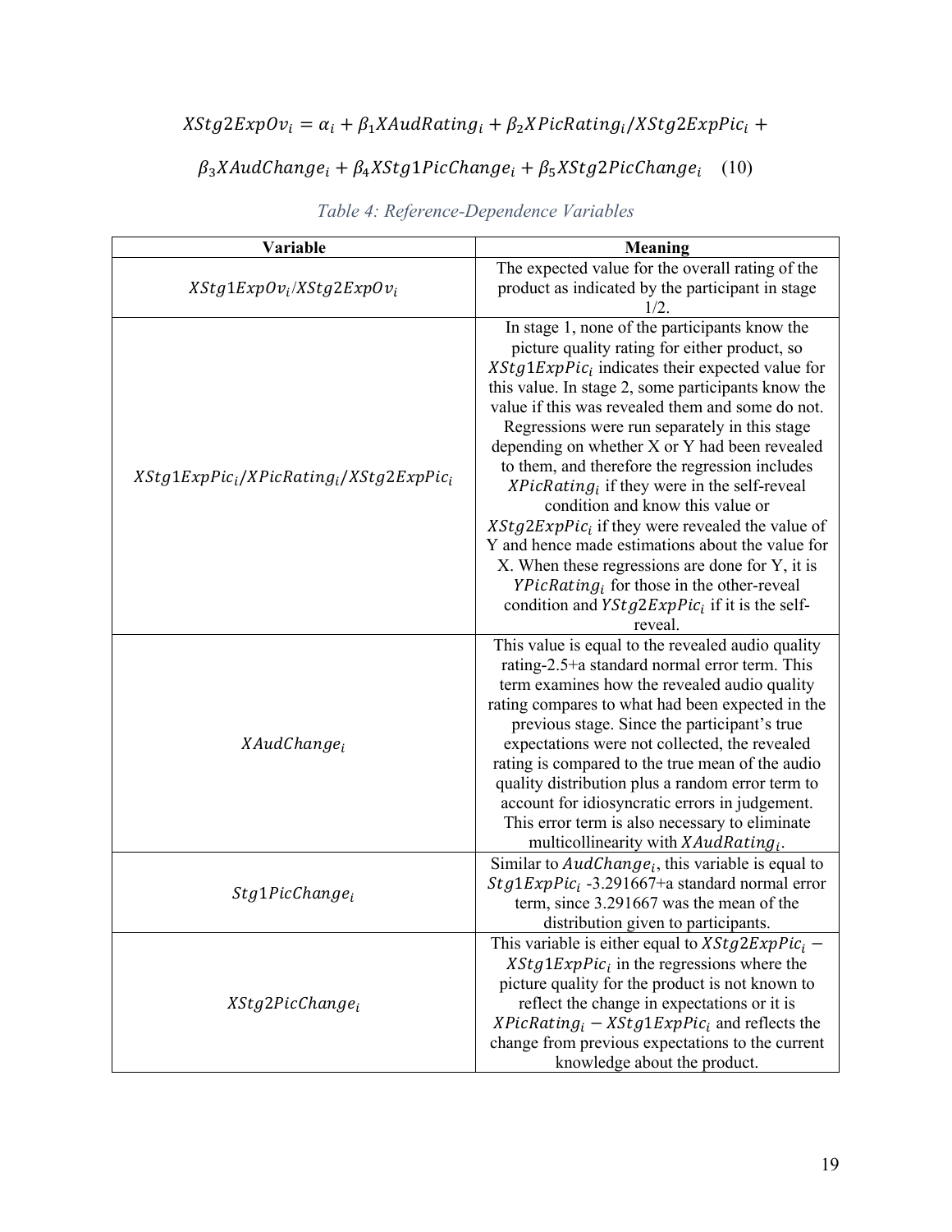$$XStg2ExpOv_i = \alpha_i + \beta_1 XAudRating_i + \beta_2 XPicRating_i/XStg2ExpPic_i +$$

$$\beta_3 XAudChange_i + \beta_4 XStg1PicChange_i + \beta_5 XStg2PicChange_i \quad (10)$$

*Table 4: Reference-Dependence Variables*

| Variable | Meaning |
| --- | --- |
| $XStg1ExpOv_i/XStg2ExpOv_i$ | The expected value for the overall rating of the product as indicated by the participant in stage 1/2. |
| $XStg1ExpPic_i/XPicRating_i/XStg2ExpPic_i$ | In stage 1, none of the participants know the picture quality rating for either product, so $XStg1ExpPic_i$ indicates their expected value for this value. In stage 2, some participants know the value if this was revealed them and some do not. Regressions were run separately in this stage depending on whether X or Y had been revealed to them, and therefore the regression includes $XPicRating_i$ if they were in the self-reveal condition and know this value or $XStg2ExpPic_i$ if they were revealed the value of Y and hence made estimations about the value for X. When these regressions are done for Y, it is $YPicRating_i$ for those in the other-reveal condition and $YStg2ExpPic_i$ if it is the self-reveal. |
| $XAudChange_i$ | This value is equal to the revealed audio quality rating-2.5+a standard normal error term. This term examines how the revealed audio quality rating compares to what had been expected in the previous stage. Since the participant's true expectations were not collected, the revealed rating is compared to the true mean of the audio quality distribution plus a random error term to account for idiosyncratic errors in judgement. This error term is also necessary to eliminate multicollinearity with $XAudRating_i$. |
| $Stg1PicChange_i$ | Similar to $AudChange_i$, this variable is equal to $Stg1ExpPic_i$ -3.291667+a standard normal error term, since 3.291667 was the mean of the distribution given to participants. |
| $XStg2PicChange_i$ | This variable is either equal to $XStg2ExpPic_i - XStg1ExpPic_i$ in the regressions where the picture quality for the product is not known to reflect the change in expectations or it is $XPicRating_i - XStg1ExpPic_i$ and reflects the change from previous expectations to the current knowledge about the product. |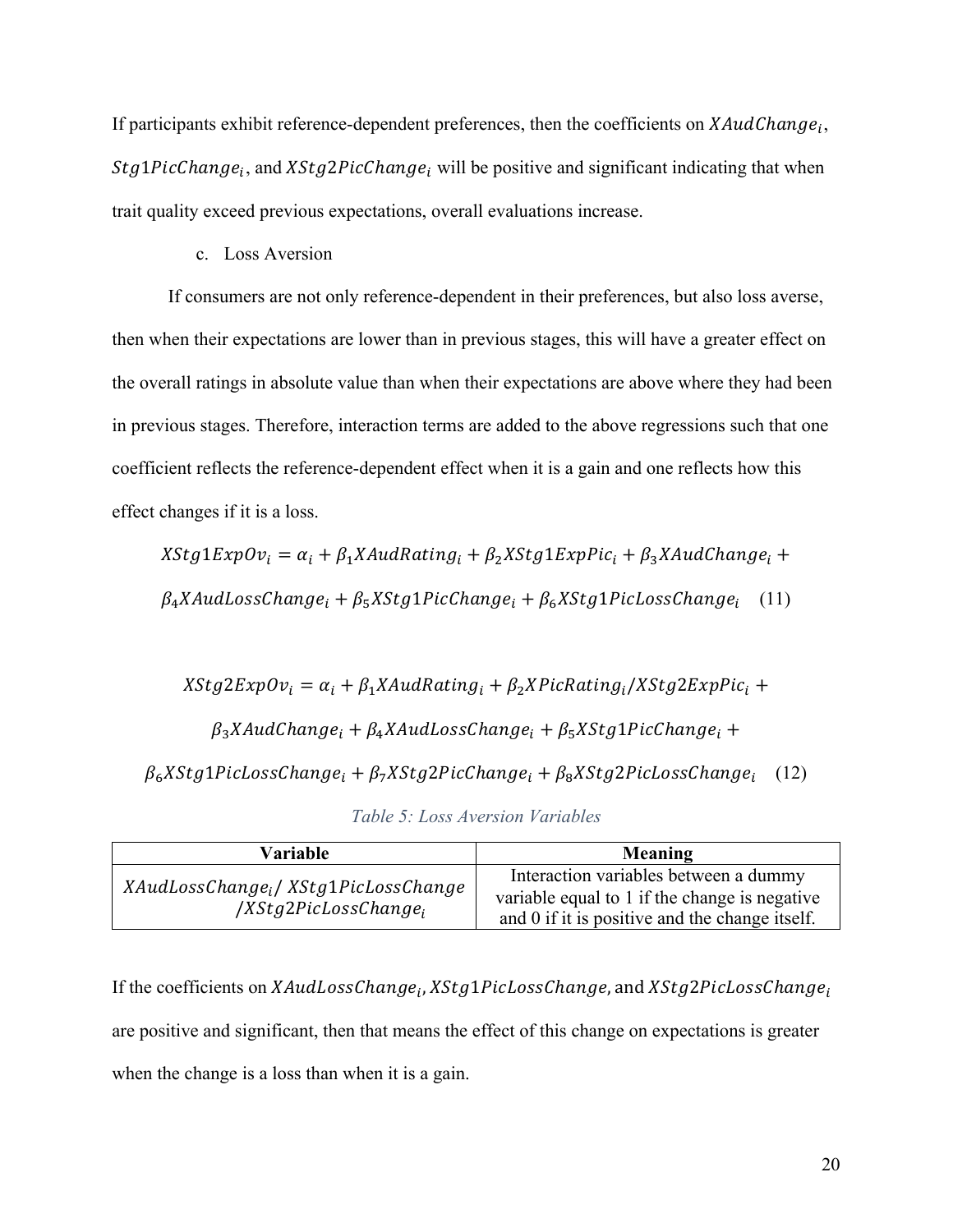If participants exhibit reference-dependent preferences, then the coefficients on $XAudChange_i$, $Stg1PicChange_i$, and $XStg2PicChange_i$ will be positive and significant indicating that when trait quality exceed previous expectations, overall evaluations increase.

c. Loss Aversion

If consumers are not only reference-dependent in their preferences, but also loss averse, then when their expectations are lower than in previous stages, this will have a greater effect on the overall ratings in absolute value than when their expectations are above where they had been in previous stages. Therefore, interaction terms are added to the above regressions such that one coefficient reflects the reference-dependent effect when it is a gain and one reflects how this effect changes if it is a loss.

$$XStg1ExpOv_i = \alpha_i + \beta_1 XAudRating_i + \beta_2 XStg1ExpPic_i + \beta_3 XAudChange_i + \beta_4 XAudLossChange_i + \beta_5 XStg1PicChange_i + \beta_6 XStg1PicLossChange_i \quad (11)$$

$$XStg2ExpOv_i = \alpha_i + \beta_1 XAudRating_i + \beta_2 XPicRating_i / XStg2ExpPic_i + \beta_3 XAudChange_i + \beta_4 XAudLossChange_i + \beta_5 XStg1PicChange_i + \beta_6 XStg1PicLossChange_i + \beta_7 XStg2PicChange_i + \beta_8 XStg2PicLossChange_i \quad (12)$$

*Table 5: Loss Aversion Variables*

| Variable | Meaning |
|---|---|
| $XAudLossChange_i$/ $XStg1PicLossChange$ / $XStg2PicLossChange_i$ | Interaction variables between a dummy variable equal to 1 if the change is negative and 0 if it is positive and the change itself. |

If the coefficients on $XAudLossChange_i$, $XStg1PicLossChange$, and $XStg2PicLossChange_i$ are positive and significant, then that means the effect of this change on expectations is greater when the change is a loss than when it is a gain.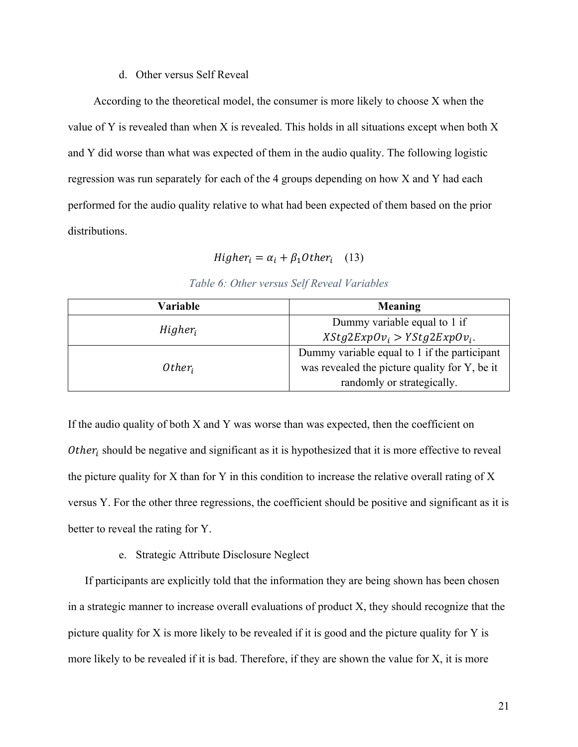d. Other versus Self Reveal

According to the theoretical model, the consumer is more likely to choose X when the value of Y is revealed than when X is revealed. This holds in all situations except when both X and Y did worse than what was expected of them in the audio quality. The following logistic regression was run separately for each of the 4 groups depending on how X and Y had each performed for the audio quality relative to what had been expected of them based on the prior distributions.

$$Higher_i = \alpha_i + \beta_1 Other_i \quad (13)$$

*Table 6: Other versus Self Reveal Variables*

| Variable | Meaning |
| --- | --- |
| $Higher_i$ | Dummy variable equal to 1 if $XStg2ExpOv_i > YStg2ExpOv_i$. |
| $Other_i$ | Dummy variable equal to 1 if the participant was revealed the picture quality for Y, be it randomly or strategically. |

If the audio quality of both X and Y was worse than was expected, then the coefficient on $Other_i$ should be negative and significant as it is hypothesized that it is more effective to reveal the picture quality for X than for Y in this condition to increase the relative overall rating of X versus Y. For the other three regressions, the coefficient should be positive and significant as it is better to reveal the rating for Y.

e. Strategic Attribute Disclosure Neglect

If participants are explicitly told that the information they are being shown has been chosen in a strategic manner to increase overall evaluations of product X, they should recognize that the picture quality for X is more likely to be revealed if it is good and the picture quality for Y is more likely to be revealed if it is bad. Therefore, if they are shown the value for X, it is more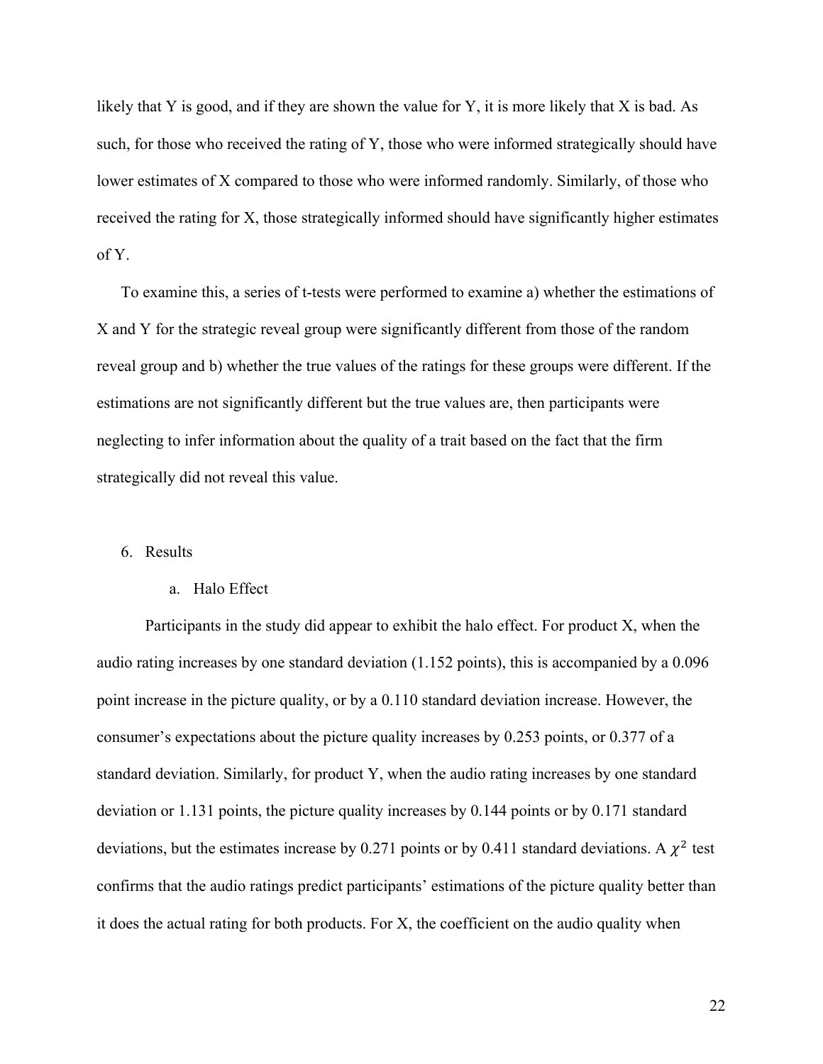likely that Y is good, and if they are shown the value for Y, it is more likely that X is bad. As such, for those who received the rating of Y, those who were informed strategically should have lower estimates of X compared to those who were informed randomly. Similarly, of those who received the rating for X, those strategically informed should have significantly higher estimates of Y.

To examine this, a series of t-tests were performed to examine a) whether the estimations of X and Y for the strategic reveal group were significantly different from those of the random reveal group and b) whether the true values of the ratings for these groups were different. If the estimations are not significantly different but the true values are, then participants were neglecting to infer information about the quality of a trait based on the fact that the firm strategically did not reveal this value.

## 6. Results

### a. Halo Effect

Participants in the study did appear to exhibit the halo effect. For product X, when the audio rating increases by one standard deviation (1.152 points), this is accompanied by a 0.096 point increase in the picture quality, or by a 0.110 standard deviation increase. However, the consumer's expectations about the picture quality increases by 0.253 points, or 0.377 of a standard deviation. Similarly, for product Y, when the audio rating increases by one standard deviation or 1.131 points, the picture quality increases by 0.144 points or by 0.171 standard deviations, but the estimates increase by 0.271 points or by 0.411 standard deviations. A $\chi^2$ test confirms that the audio ratings predict participants' estimations of the picture quality better than it does the actual rating for both products. For X, the coefficient on the audio quality when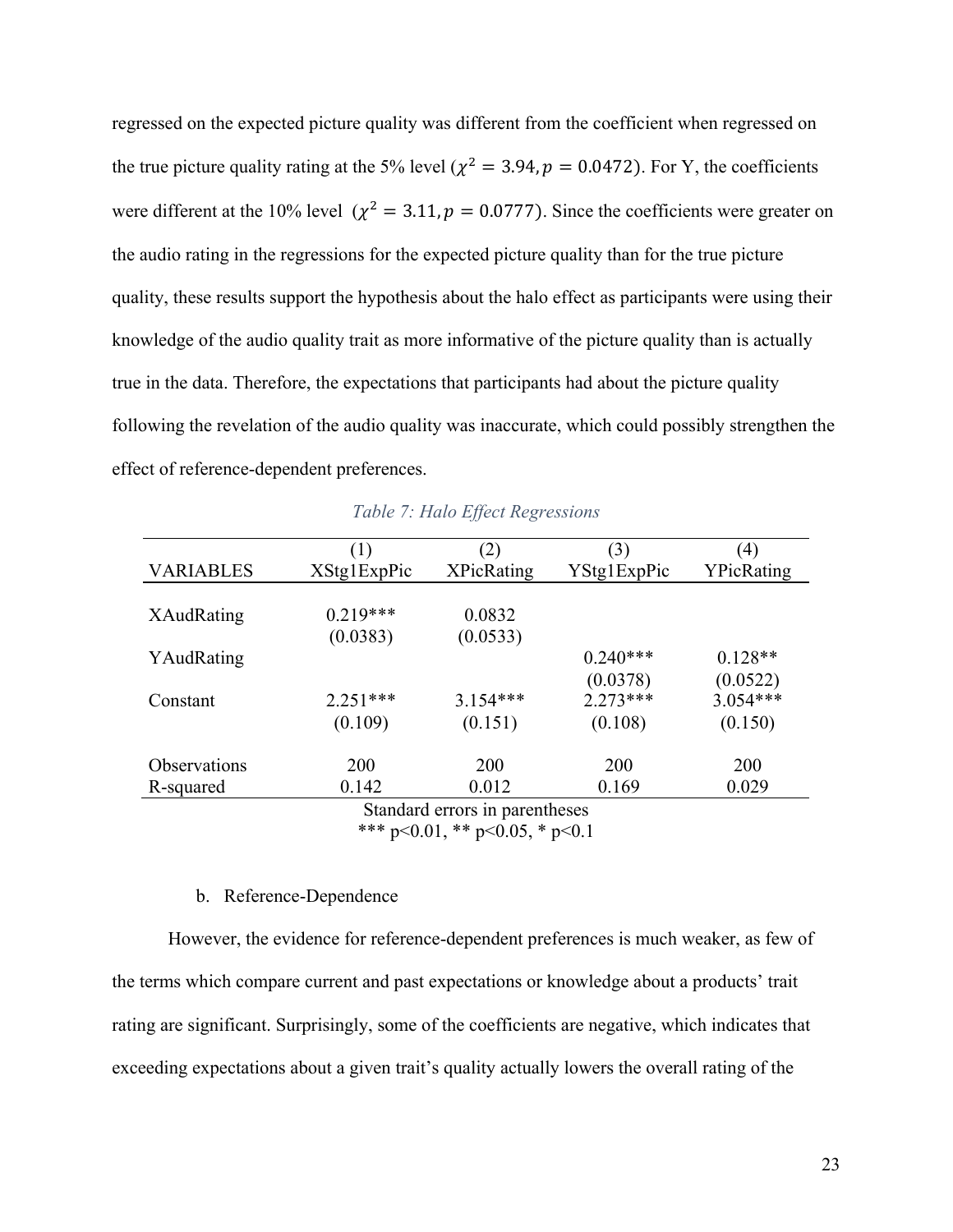regressed on the expected picture quality was different from the coefficient when regressed on the true picture quality rating at the 5% level ($\chi^2 = 3.94, p = 0.0472$). For Y, the coefficients were different at the 10% level ($\chi^2 = 3.11, p = 0.0777$). Since the coefficients were greater on the audio rating in the regressions for the expected picture quality than for the true picture quality, these results support the hypothesis about the halo effect as participants were using their knowledge of the audio quality trait as more informative of the picture quality than is actually true in the data. Therefore, the expectations that participants had about the picture quality following the revelation of the audio quality was inaccurate, which could possibly strengthen the effect of reference-dependent preferences.

*Table 7: Halo Effect Regressions*

| VARIABLES | (1) XStg1ExpPic | (2) XPicRating | (3) YStg1ExpPic | (4) YPicRating |
|---|---|---|---|---|
| XAudRating | 0.219*** | 0.0832 | | |
| | (0.0383) | (0.0533) | | |
| YAudRating | | | 0.240*** | 0.128** |
| | | | (0.0378) | (0.0522) |
| Constant | 2.251*** | 3.154*** | 2.273*** | 3.054*** |
| | (0.109) | (0.151) | (0.108) | (0.150) |
| Observations | 200 | 200 | 200 | 200 |
| R-squared | 0.142 | 0.012 | 0.169 | 0.029 |

Standard errors in parentheses
*** p<0.01, ** p<0.05, * p<0.1

b. Reference-Dependence

However, the evidence for reference-dependent preferences is much weaker, as few of the terms which compare current and past expectations or knowledge about a products' trait rating are significant. Surprisingly, some of the coefficients are negative, which indicates that exceeding expectations about a given trait's quality actually lowers the overall rating of the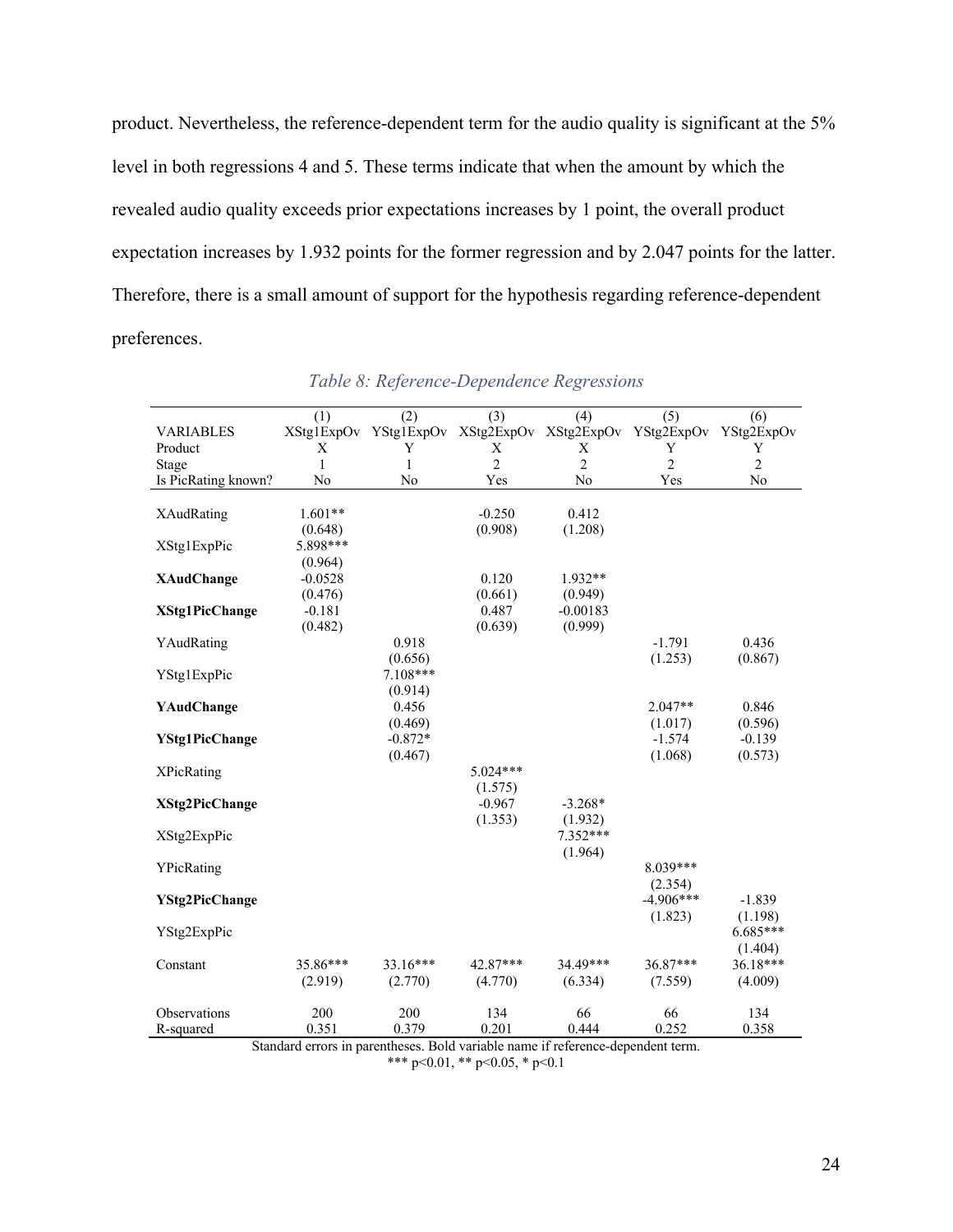product. Nevertheless, the reference-dependent term for the audio quality is significant at the 5% level in both regressions 4 and 5. These terms indicate that when the amount by which the revealed audio quality exceeds prior expectations increases by 1 point, the overall product expectation increases by 1.932 points for the former regression and by 2.047 points for the latter. Therefore, there is a small amount of support for the hypothesis regarding reference-dependent preferences.

*Table 8: Reference-Dependence Regressions*

| | (1) | (2) | (3) | (4) | (5) | (6) |
|---|---|---|---|---|---|---|
| VARIABLES | XStg1ExpOv | YStg1ExpOv | XStg2ExpOv | XStg2ExpOv | YStg2ExpOv | YStg2ExpOv |
| Product | X | Y | X | X | Y | Y |
| Stage | 1 | 1 | 2 | 2 | 2 | 2 |
| Is PicRating known? | No | No | Yes | No | Yes | No |
| XAudRating | 1.601** | | -0.250 | 0.412 | | |
| | (0.648) | | (0.908) | (1.208) | | |
| XStg1ExpPic | 5.898*** | | | | | |
| | (0.964) | | | | | |
| **XAudChange** | -0.0528 | | 0.120 | 1.932** | | |
| | (0.476) | | (0.661) | (0.949) | | |
| **XStg1PicChange** | -0.181 | | 0.487 | -0.00183 | | |
| | (0.482) | | (0.639) | (0.999) | | |
| YAudRating | | 0.918 | | | -1.791 | 0.436 |
| | | (0.656) | | | (1.253) | (0.867) |
| YStg1ExpPic | | 7.108*** | | | | |
| | | (0.914) | | | | |
| **YAudChange** | | 0.456 | | | 2.047** | 0.846 |
| | | (0.469) | | | (1.017) | (0.596) |
| **YStg1PicChange** | | -0.872* | | | -1.574 | -0.139 |
| | | (0.467) | | | (1.068) | (0.573) |
| XPicRating | | | 5.024*** | | | |
| | | | (1.575) | | | |
| **XStg2PicChange** | | | -0.967 | -3.268* | | |
| | | | (1.353) | (1.932) | | |
| XStg2ExpPic | | | | 7.352*** | | |
| | | | | (1.964) | | |
| YPicRating | | | | | 8.039*** | |
| | | | | | (2.354) | |
| **YStg2PicChange** | | | | | -4.906*** | -1.839 |
| | | | | | (1.823) | (1.198) |
| YStg2ExpPic | | | | | | 6.685*** |
| | | | | | | (1.404) |
| Constant | 35.86*** | 33.16*** | 42.87*** | 34.49*** | 36.87*** | 36.18*** |
| | (2.919) | (2.770) | (4.770) | (6.334) | (7.559) | (4.009) |
| Observations | 200 | 200 | 134 | 66 | 66 | 134 |
| R-squared | 0.351 | 0.379 | 0.201 | 0.444 | 0.252 | 0.358 |

Standard errors in parentheses. Bold variable name if reference-dependent term.
*** p<0.01, ** p<0.05, * p<0.1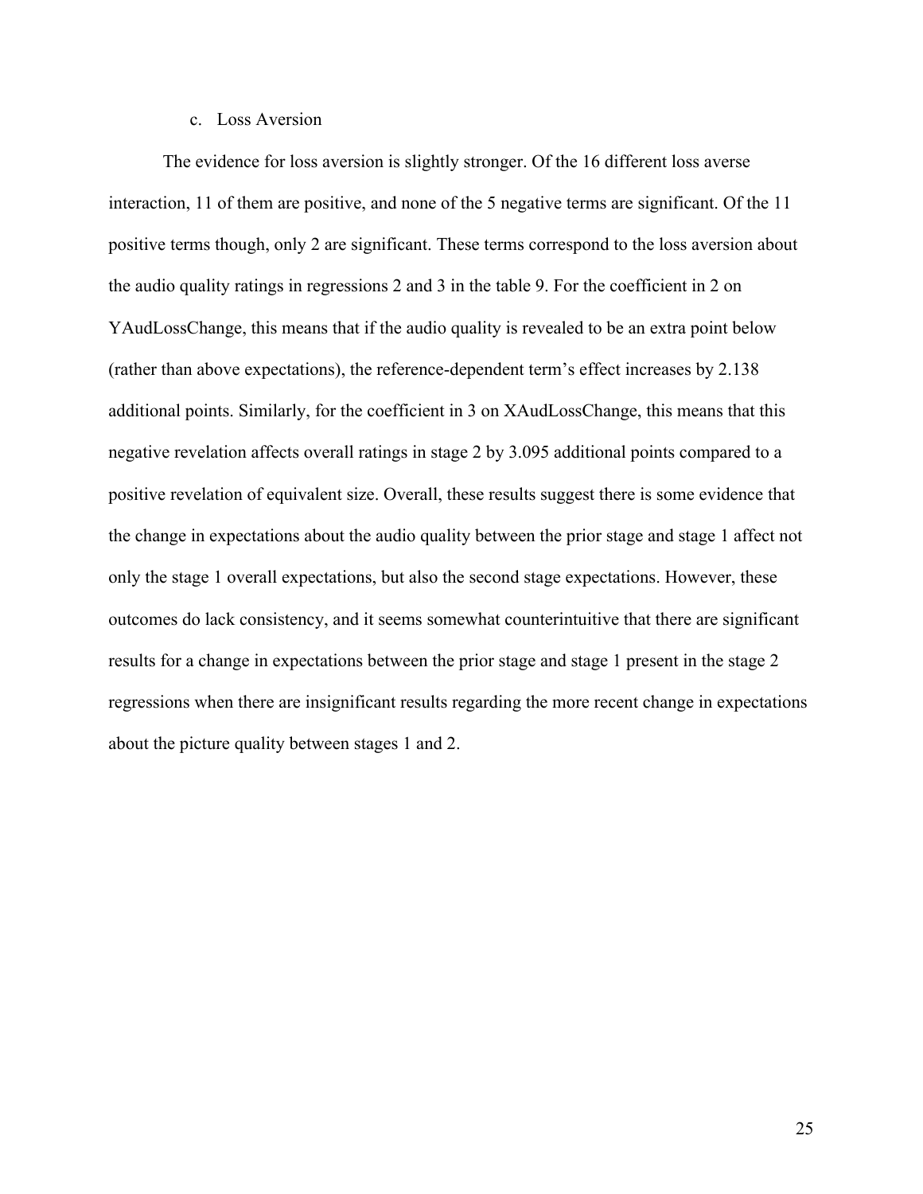### c. Loss Aversion

The evidence for loss aversion is slightly stronger. Of the 16 different loss averse interaction, 11 of them are positive, and none of the 5 negative terms are significant. Of the 11 positive terms though, only 2 are significant. These terms correspond to the loss aversion about the audio quality ratings in regressions 2 and 3 in the table 9. For the coefficient in 2 on YAudLossChange, this means that if the audio quality is revealed to be an extra point below (rather than above expectations), the reference-dependent term's effect increases by 2.138 additional points. Similarly, for the coefficient in 3 on XAudLossChange, this means that this negative revelation affects overall ratings in stage 2 by 3.095 additional points compared to a positive revelation of equivalent size. Overall, these results suggest there is some evidence that the change in expectations about the audio quality between the prior stage and stage 1 affect not only the stage 1 overall expectations, but also the second stage expectations. However, these outcomes do lack consistency, and it seems somewhat counterintuitive that there are significant results for a change in expectations between the prior stage and stage 1 present in the stage 2 regressions when there are insignificant results regarding the more recent change in expectations about the picture quality between stages 1 and 2.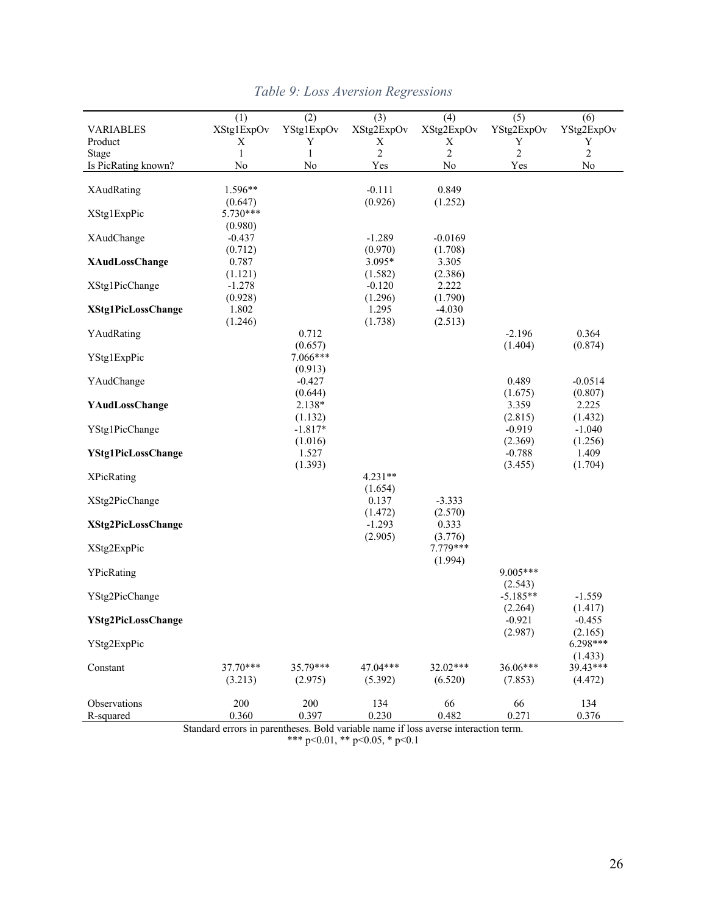*Table 9: Loss Aversion Regressions*

| | (1) | (2) | (3) | (4) | (5) | (6) |
|---|---|---|---|---|---|---|
| VARIABLES | XStg1ExpOv | YStg1ExpOv | XStg2ExpOv | XStg2ExpOv | YStg2ExpOv | YStg2ExpOv |
| Product | X | Y | X | X | Y | Y |
| Stage | 1 | 1 | 2 | 2 | 2 | 2 |
| Is PicRating known? | No | No | Yes | No | Yes | No |
| XAudRating | 1.596** | | -0.111 | 0.849 | | |
| | (0.647) | | (0.926) | (1.252) | | |
| XStg1ExpPic | 5.730*** | | | | | |
| | (0.980) | | | | | |
| XAudChange | -0.437 | | -1.289 | -0.0169 | | |
| | (0.712) | | (0.970) | (1.708) | | |
| **XAudLossChange** | 0.787 | | 3.095* | 3.305 | | |
| | (1.121) | | (1.582) | (2.386) | | |
| XStg1PicChange | -1.278 | | -0.120 | 2.222 | | |
| | (0.928) | | (1.296) | (1.790) | | |
| **XStg1PicLossChange** | 1.802 | | 1.295 | -4.030 | | |
| | (1.246) | | (1.738) | (2.513) | | |
| YAudRating | | 0.712 | | | -2.196 | 0.364 |
| | | (0.657) | | | (1.404) | (0.874) |
| YStg1ExpPic | | 7.066*** | | | | |
| | | (0.913) | | | | |
| YAudChange | | -0.427 | | | 0.489 | -0.0514 |
| | | (0.644) | | | (1.675) | (0.807) |
| **YAudLossChange** | | 2.138* | | | 3.359 | 2.225 |
| | | (1.132) | | | (2.815) | (1.432) |
| YStg1PicChange | | -1.817* | | | -0.919 | -1.040 |
| | | (1.016) | | | (2.369) | (1.256) |
| **YStg1PicLossChange** | | 1.527 | | | -0.788 | 1.409 |
| | | (1.393) | | | (3.455) | (1.704) |
| XPicRating | | | 4.231** | | | |
| | | | (1.654) | | | |
| XStg2PicChange | | | 0.137 | -3.333 | | |
| | | | (1.472) | (2.570) | | |
| **XStg2PicLossChange** | | | -1.293 | 0.333 | | |
| | | | (2.905) | (3.776) | | |
| XStg2ExpPic | | | | 7.779*** | | |
| | | | | (1.994) | | |
| YPicRating | | | | | 9.005*** | |
| | | | | | (2.543) | |
| YStg2PicChange | | | | | -5.185** | -1.559 |
| | | | | | (2.264) | (1.417) |
| **YStg2PicLossChange** | | | | | -0.921 | -0.455 |
| | | | | | (2.987) | (2.165) |
| YStg2ExpPic | | | | | | 6.298*** |
| | | | | | | (1.433) |
| Constant | 37.70*** | 35.79*** | 47.04*** | 32.02*** | 36.06*** | 39.43*** |
| | (3.213) | (2.975) | (5.392) | (6.520) | (7.853) | (4.472) |
| Observations | 200 | 200 | 134 | 66 | 66 | 134 |
| R-squared | 0.360 | 0.397 | 0.230 | 0.482 | 0.271 | 0.376 |

Standard errors in parentheses. Bold variable name if loss averse interaction term.
*** p<0.01, ** p<0.05, * p<0.1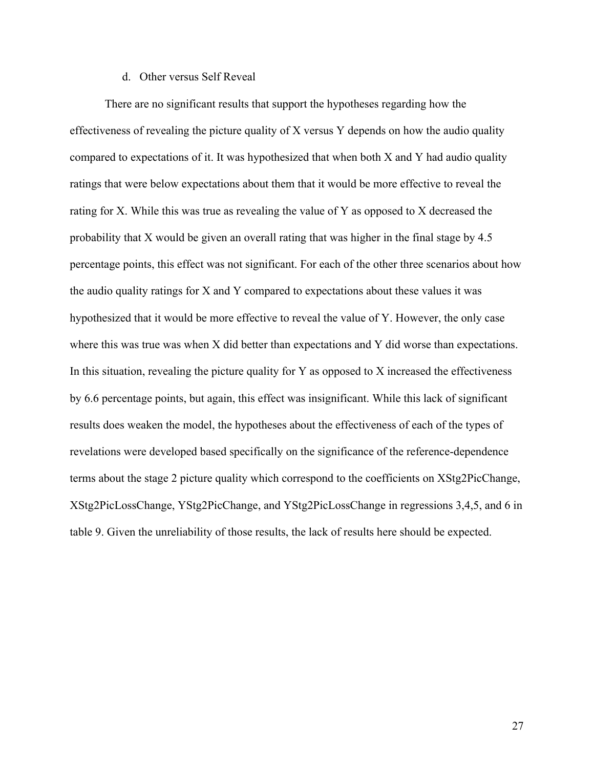d. Other versus Self Reveal

There are no significant results that support the hypotheses regarding how the effectiveness of revealing the picture quality of X versus Y depends on how the audio quality compared to expectations of it. It was hypothesized that when both X and Y had audio quality ratings that were below expectations about them that it would be more effective to reveal the rating for X. While this was true as revealing the value of Y as opposed to X decreased the probability that X would be given an overall rating that was higher in the final stage by 4.5 percentage points, this effect was not significant. For each of the other three scenarios about how the audio quality ratings for X and Y compared to expectations about these values it was hypothesized that it would be more effective to reveal the value of Y. However, the only case where this was true was when X did better than expectations and Y did worse than expectations. In this situation, revealing the picture quality for Y as opposed to X increased the effectiveness by 6.6 percentage points, but again, this effect was insignificant. While this lack of significant results does weaken the model, the hypotheses about the effectiveness of each of the types of revelations were developed based specifically on the significance of the reference-dependence terms about the stage 2 picture quality which correspond to the coefficients on XStg2PicChange, XStg2PicLossChange, YStg2PicChange, and YStg2PicLossChange in regressions 3,4,5, and 6 in table 9. Given the unreliability of those results, the lack of results here should be expected.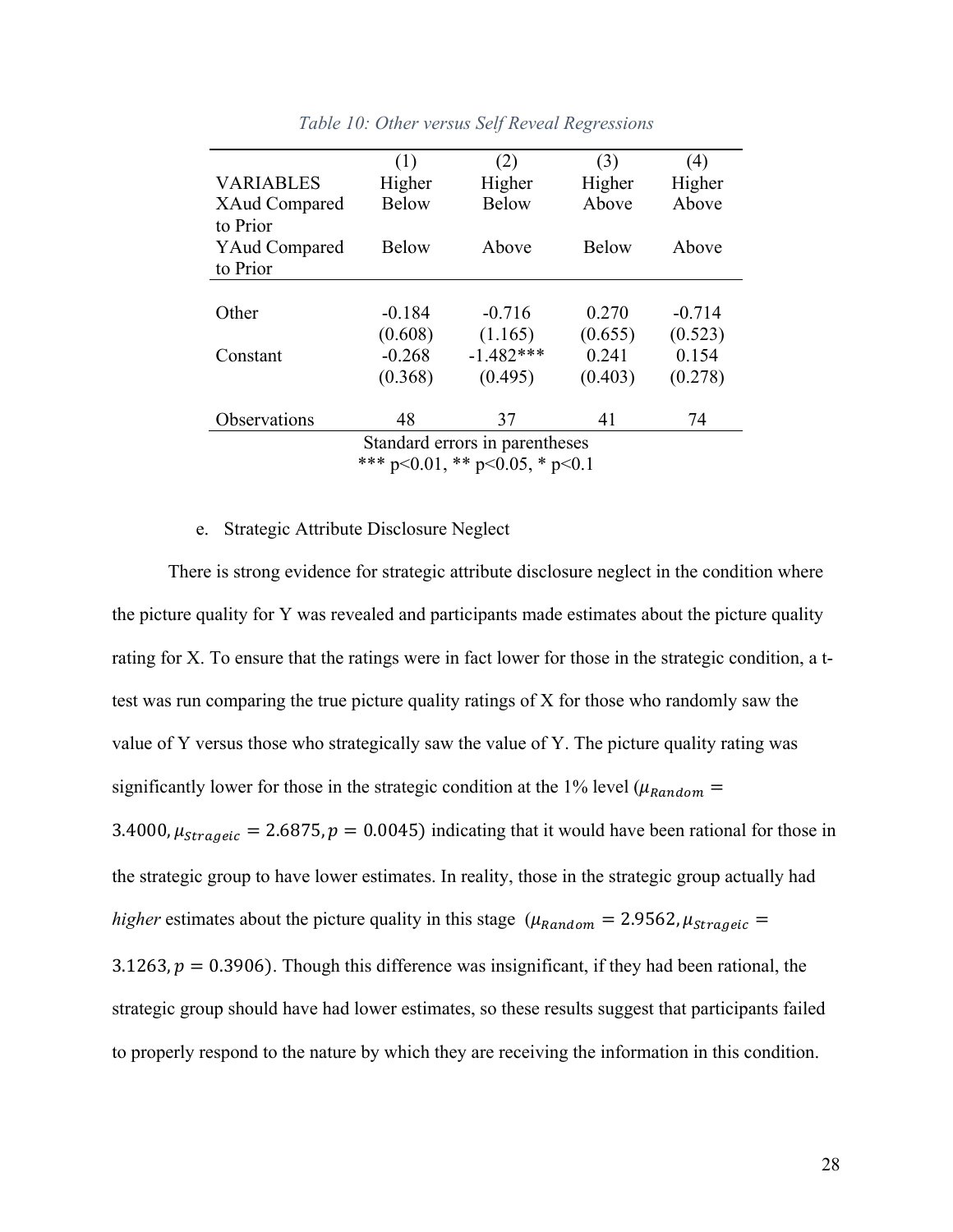*Table 10: Other versus Self Reveal Regressions*

| VARIABLES | (1)<br>Higher | (2)<br>Higher | (3)<br>Higher | (4)<br>Higher |
|---|---|---|---|---|
| XAud Compared to Prior | Below | Below | Above | Above |
| YAud Compared to Prior | Below | Above | Below | Above |
| Other | -0.184 | -0.716 | 0.270 | -0.714 |
| | (0.608) | (1.165) | (0.655) | (0.523) |
| Constant | -0.268 | -1.482*** | 0.241 | 0.154 |
| | (0.368) | (0.495) | (0.403) | (0.278) |
| Observations | 48 | 37 | 41 | 74 |

Standard errors in parentheses
*** p<0.01, ** p<0.05, * p<0.1

e. Strategic Attribute Disclosure Neglect

There is strong evidence for strategic attribute disclosure neglect in the condition where the picture quality for Y was revealed and participants made estimates about the picture quality rating for X. To ensure that the ratings were in fact lower for those in the strategic condition, a t-test was run comparing the true picture quality ratings of X for those who randomly saw the value of Y versus those who strategically saw the value of Y. The picture quality rating was significantly lower for those in the strategic condition at the 1% level ($\mu_{Random} = 3.4000, \mu_{Strageic} = 2.6875, p = 0.0045$) indicating that it would have been rational for those in the strategic group to have lower estimates. In reality, those in the strategic group actually had *higher* estimates about the picture quality in this stage ($\mu_{Random} = 2.9562, \mu_{Strageic} = 3.1263, p = 0.3906$). Though this difference was insignificant, if they had been rational, the strategic group should have had lower estimates, so these results suggest that participants failed to properly respond to the nature by which they are receiving the information in this condition.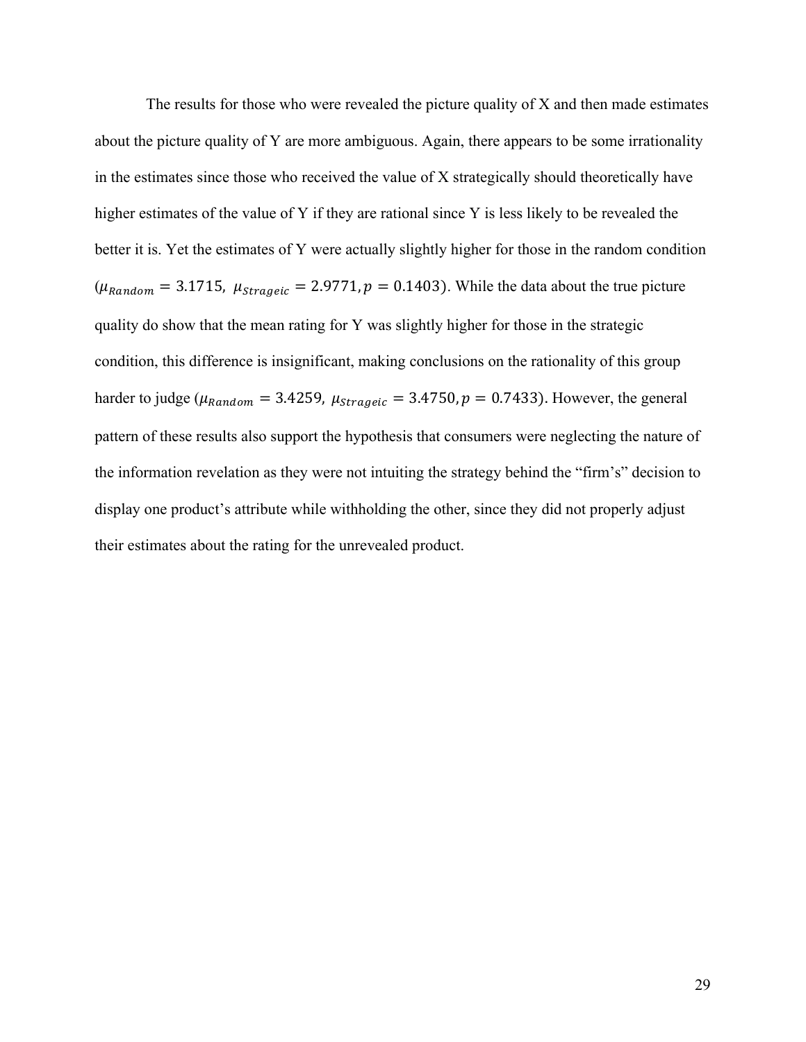The results for those who were revealed the picture quality of X and then made estimates about the picture quality of Y are more ambiguous. Again, there appears to be some irrationality in the estimates since those who received the value of X strategically should theoretically have higher estimates of the value of Y if they are rational since Y is less likely to be revealed the better it is. Yet the estimates of Y were actually slightly higher for those in the random condition ($\mu_{Random} = 3.1715,\ \mu_{Strageic} = 2.9771, p = 0.1403$). While the data about the true picture quality do show that the mean rating for Y was slightly higher for those in the strategic condition, this difference is insignificant, making conclusions on the rationality of this group harder to judge ($\mu_{Random} = 3.4259,\ \mu_{Strageic} = 3.4750, p = 0.7433$). However, the general pattern of these results also support the hypothesis that consumers were neglecting the nature of the information revelation as they were not intuiting the strategy behind the "firm's" decision to display one product's attribute while withholding the other, since they did not properly adjust their estimates about the rating for the unrevealed product.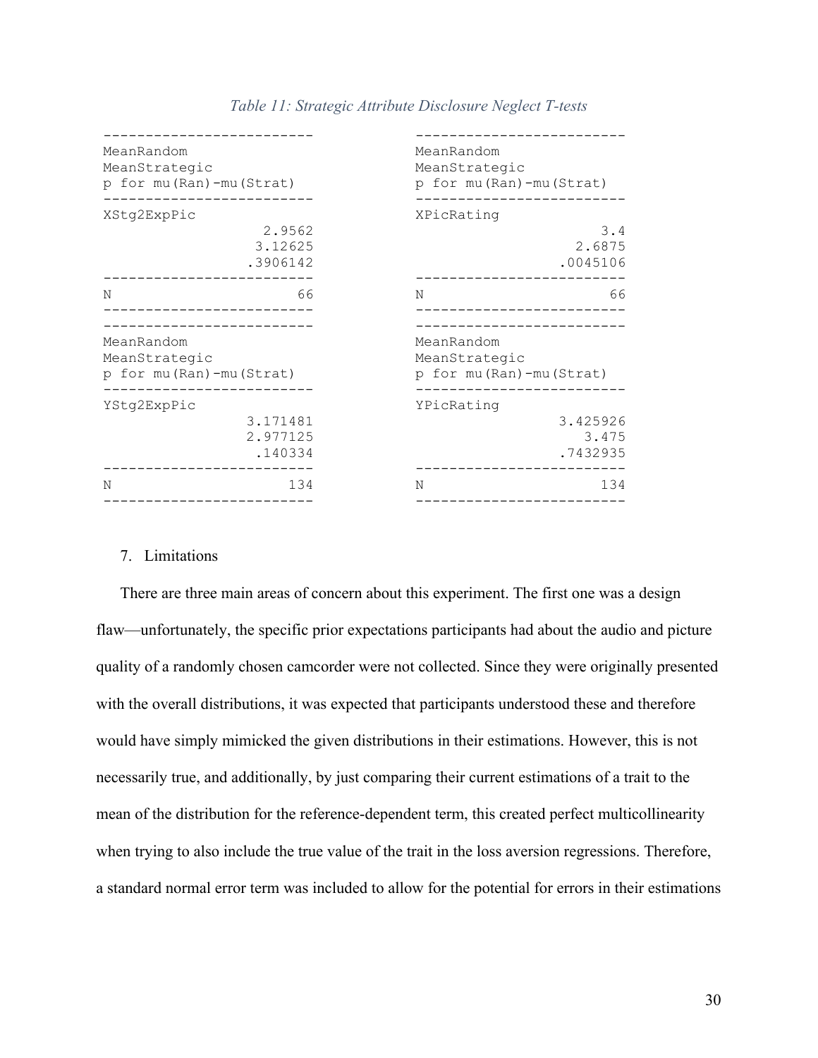*Table 11: Strategic Attribute Disclosure Neglect T-tests*

| | XStg2ExpPic | XPicRating |
|---|---|---|
| MeanRandom | 2.9562 | 3.4 |
| MeanStrategic | 3.12625 | 2.6875 |
| p for mu(Ran)-mu(Strat) | .3906142 | .0045106 |
| N | 66 | 66 |

| | YStg2ExpPic | YPicRating |
|---|---|---|
| MeanRandom | 3.171481 | 3.425926 |
| MeanStrategic | 2.977125 | 3.475 |
| p for mu(Ran)-mu(Strat) | .140334 | .7432935 |
| N | 134 | 134 |

## 7. Limitations

There are three main areas of concern about this experiment. The first one was a design flaw—unfortunately, the specific prior expectations participants had about the audio and picture quality of a randomly chosen camcorder were not collected. Since they were originally presented with the overall distributions, it was expected that participants understood these and therefore would have simply mimicked the given distributions in their estimations. However, this is not necessarily true, and additionally, by just comparing their current estimations of a trait to the mean of the distribution for the reference-dependent term, this created perfect multicollinearity when trying to also include the true value of the trait in the loss aversion regressions. Therefore, a standard normal error term was included to allow for the potential for errors in their estimations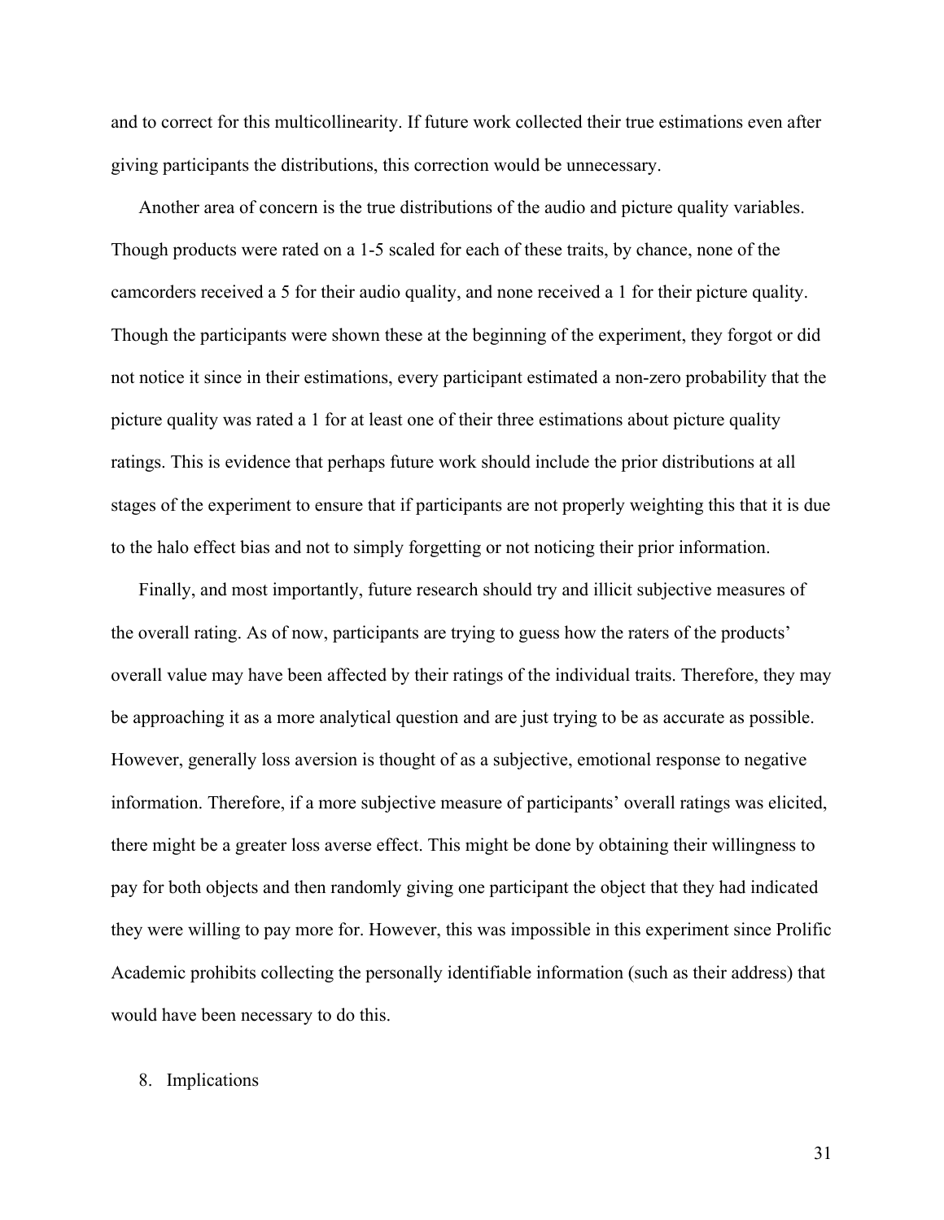and to correct for this multicollinearity. If future work collected their true estimations even after giving participants the distributions, this correction would be unnecessary.

Another area of concern is the true distributions of the audio and picture quality variables. Though products were rated on a 1-5 scaled for each of these traits, by chance, none of the camcorders received a 5 for their audio quality, and none received a 1 for their picture quality. Though the participants were shown these at the beginning of the experiment, they forgot or did not notice it since in their estimations, every participant estimated a non-zero probability that the picture quality was rated a 1 for at least one of their three estimations about picture quality ratings. This is evidence that perhaps future work should include the prior distributions at all stages of the experiment to ensure that if participants are not properly weighting this that it is due to the halo effect bias and not to simply forgetting or not noticing their prior information.

Finally, and most importantly, future research should try and illicit subjective measures of the overall rating. As of now, participants are trying to guess how the raters of the products' overall value may have been affected by their ratings of the individual traits. Therefore, they may be approaching it as a more analytical question and are just trying to be as accurate as possible. However, generally loss aversion is thought of as a subjective, emotional response to negative information. Therefore, if a more subjective measure of participants' overall ratings was elicited, there might be a greater loss averse effect. This might be done by obtaining their willingness to pay for both objects and then randomly giving one participant the object that they had indicated they were willing to pay more for. However, this was impossible in this experiment since Prolific Academic prohibits collecting the personally identifiable information (such as their address) that would have been necessary to do this.

## 8. Implications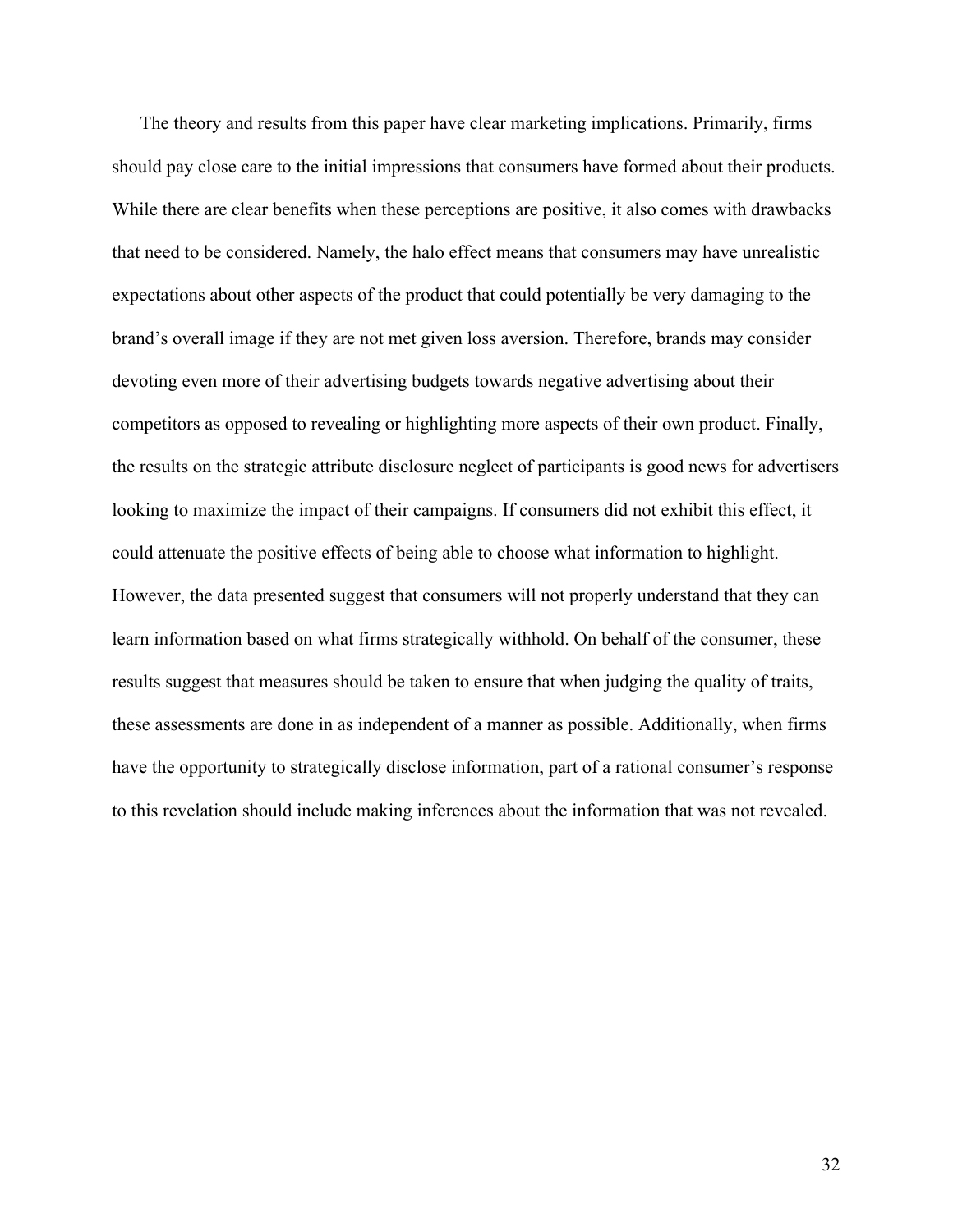The theory and results from this paper have clear marketing implications. Primarily, firms should pay close care to the initial impressions that consumers have formed about their products. While there are clear benefits when these perceptions are positive, it also comes with drawbacks that need to be considered. Namely, the halo effect means that consumers may have unrealistic expectations about other aspects of the product that could potentially be very damaging to the brand's overall image if they are not met given loss aversion. Therefore, brands may consider devoting even more of their advertising budgets towards negative advertising about their competitors as opposed to revealing or highlighting more aspects of their own product. Finally, the results on the strategic attribute disclosure neglect of participants is good news for advertisers looking to maximize the impact of their campaigns. If consumers did not exhibit this effect, it could attenuate the positive effects of being able to choose what information to highlight. However, the data presented suggest that consumers will not properly understand that they can learn information based on what firms strategically withhold. On behalf of the consumer, these results suggest that measures should be taken to ensure that when judging the quality of traits, these assessments are done in as independent of a manner as possible. Additionally, when firms have the opportunity to strategically disclose information, part of a rational consumer's response to this revelation should include making inferences about the information that was not revealed.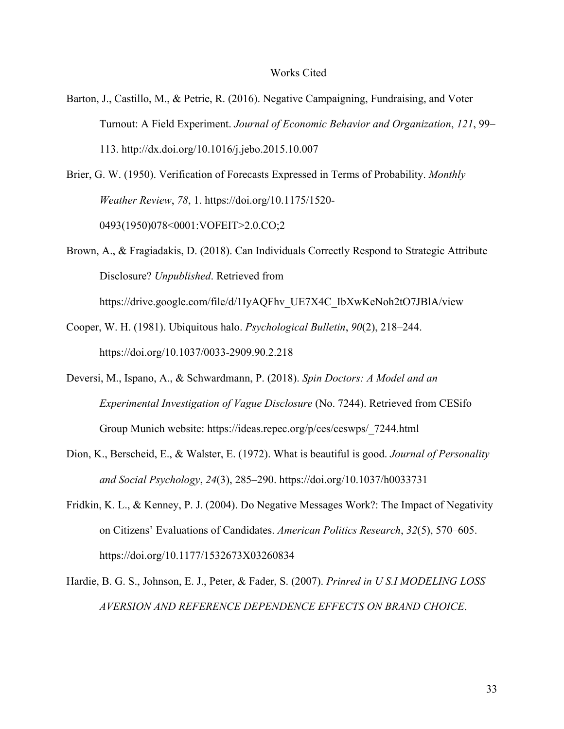# Works Cited

Barton, J., Castillo, M., & Petrie, R. (2016). Negative Campaigning, Fundraising, and Voter Turnout: A Field Experiment. *Journal of Economic Behavior and Organization*, *121*, 99–113. http://dx.doi.org/10.1016/j.jebo.2015.10.007

Brier, G. W. (1950). Verification of Forecasts Expressed in Terms of Probability. *Monthly Weather Review*, *78*, 1. https://doi.org/10.1175/1520-0493(1950)078<0001:VOFEIT>2.0.CO;2

Brown, A., & Fragiadakis, D. (2018). Can Individuals Correctly Respond to Strategic Attribute Disclosure? *Unpublished*. Retrieved from https://drive.google.com/file/d/1IyAQFhv_UE7X4C_IbXwKeNoh2tO7JBlA/view

Cooper, W. H. (1981). Ubiquitous halo. *Psychological Bulletin*, *90*(2), 218–244. https://doi.org/10.1037/0033-2909.90.2.218

Deversi, M., Ispano, A., & Schwardmann, P. (2018). *Spin Doctors: A Model and an Experimental Investigation of Vague Disclosure* (No. 7244). Retrieved from CESifo Group Munich website: https://ideas.repec.org/p/ces/ceswps/_7244.html

Dion, K., Berscheid, E., & Walster, E. (1972). What is beautiful is good. *Journal of Personality and Social Psychology*, *24*(3), 285–290. https://doi.org/10.1037/h0033731

Fridkin, K. L., & Kenney, P. J. (2004). Do Negative Messages Work?: The Impact of Negativity on Citizens' Evaluations of Candidates. *American Politics Research*, *32*(5), 570–605. https://doi.org/10.1177/1532673X03260834

Hardie, B. G. S., Johnson, E. J., Peter, & Fader, S. (2007). *Prinred in U S.I MODELING LOSS AVERSION AND REFERENCE DEPENDENCE EFFECTS ON BRAND CHOICE*.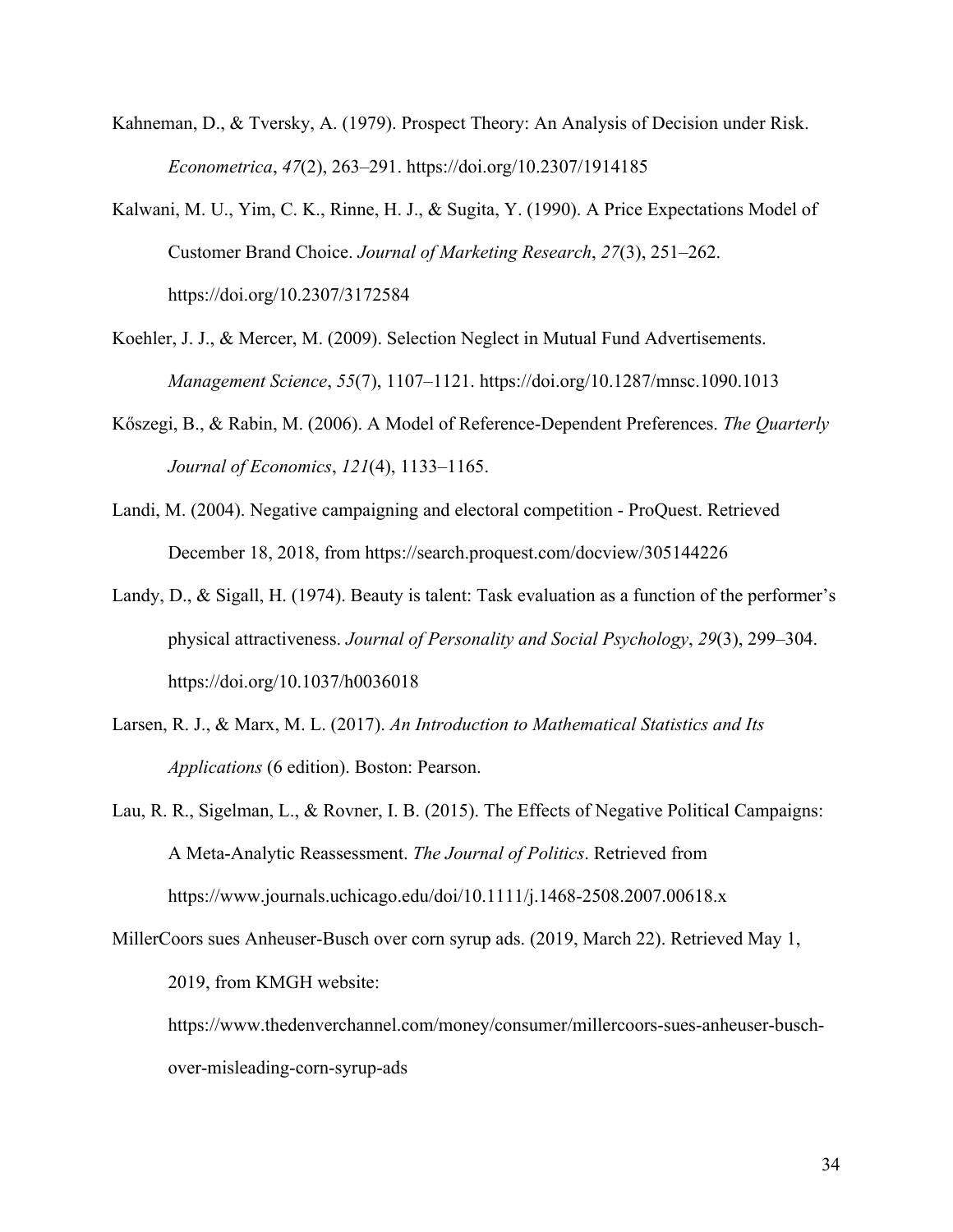Kahneman, D., & Tversky, A. (1979). Prospect Theory: An Analysis of Decision under Risk. *Econometrica*, *47*(2), 263–291. https://doi.org/10.2307/1914185

Kalwani, M. U., Yim, C. K., Rinne, H. J., & Sugita, Y. (1990). A Price Expectations Model of Customer Brand Choice. *Journal of Marketing Research*, *27*(3), 251–262. https://doi.org/10.2307/3172584

Koehler, J. J., & Mercer, M. (2009). Selection Neglect in Mutual Fund Advertisements. *Management Science*, *55*(7), 1107–1121. https://doi.org/10.1287/mnsc.1090.1013

Kőszegi, B., & Rabin, M. (2006). A Model of Reference-Dependent Preferences. *The Quarterly Journal of Economics*, *121*(4), 1133–1165.

Landi, M. (2004). Negative campaigning and electoral competition - ProQuest. Retrieved December 18, 2018, from https://search.proquest.com/docview/305144226

Landy, D., & Sigall, H. (1974). Beauty is talent: Task evaluation as a function of the performer's physical attractiveness. *Journal of Personality and Social Psychology*, *29*(3), 299–304. https://doi.org/10.1037/h0036018

Larsen, R. J., & Marx, M. L. (2017). *An Introduction to Mathematical Statistics and Its Applications* (6 edition). Boston: Pearson.

Lau, R. R., Sigelman, L., & Rovner, I. B. (2015). The Effects of Negative Political Campaigns: A Meta-Analytic Reassessment. *The Journal of Politics*. Retrieved from https://www.journals.uchicago.edu/doi/10.1111/j.1468-2508.2007.00618.x

MillerCoors sues Anheuser-Busch over corn syrup ads. (2019, March 22). Retrieved May 1, 2019, from KMGH website: https://www.thedenverchannel.com/money/consumer/millercoors-sues-anheuser-busch-over-misleading-corn-syrup-ads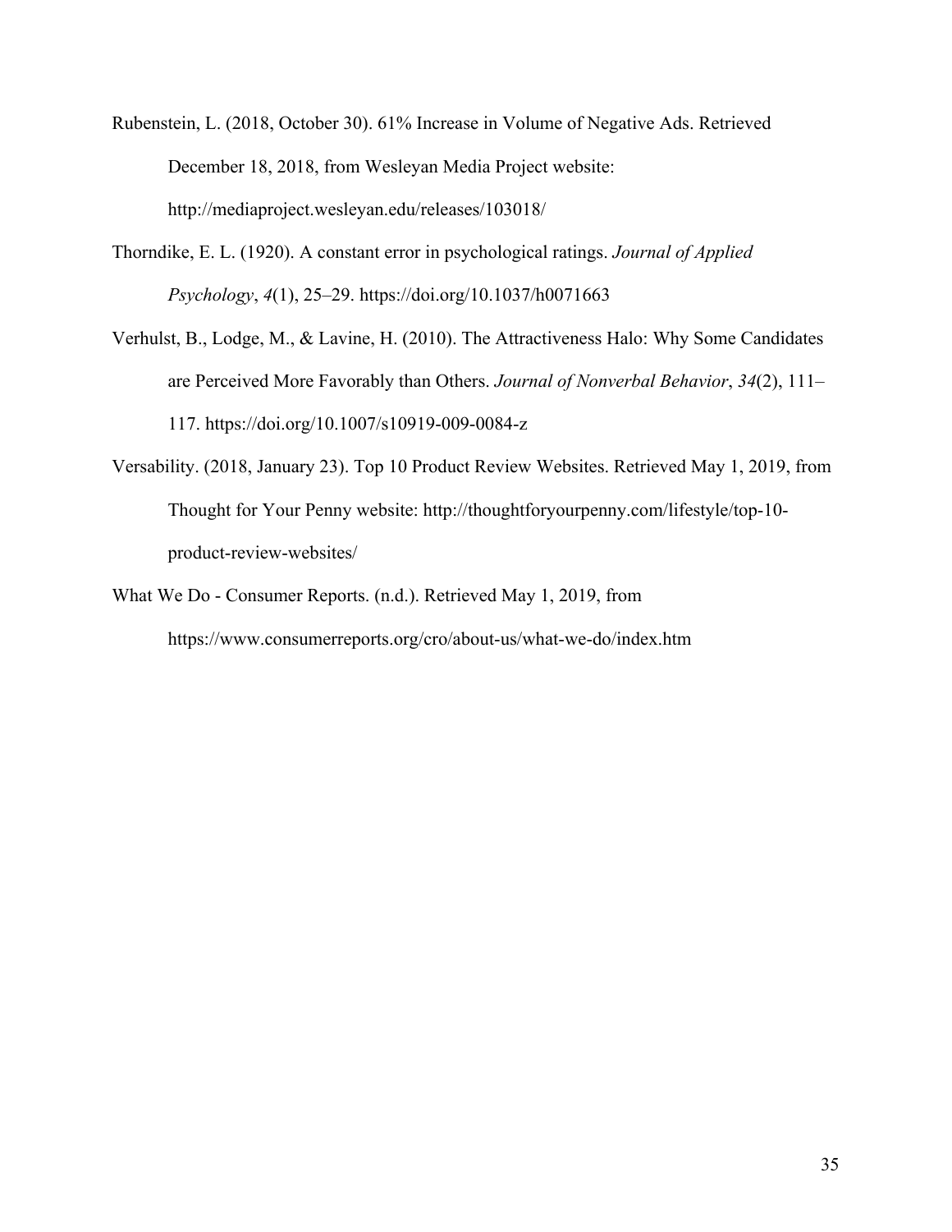Rubenstein, L. (2018, October 30). 61% Increase in Volume of Negative Ads. Retrieved December 18, 2018, from Wesleyan Media Project website: http://mediaproject.wesleyan.edu/releases/103018/

Thorndike, E. L. (1920). A constant error in psychological ratings. *Journal of Applied Psychology*, *4*(1), 25–29. https://doi.org/10.1037/h0071663

Verhulst, B., Lodge, M., & Lavine, H. (2010). The Attractiveness Halo: Why Some Candidates are Perceived More Favorably than Others. *Journal of Nonverbal Behavior*, *34*(2), 111–117. https://doi.org/10.1007/s10919-009-0084-z

Versability. (2018, January 23). Top 10 Product Review Websites. Retrieved May 1, 2019, from Thought for Your Penny website: http://thoughtforyourpenny.com/lifestyle/top-10-product-review-websites/

What We Do - Consumer Reports. (n.d.). Retrieved May 1, 2019, from https://www.consumerreports.org/cro/about-us/what-we-do/index.htm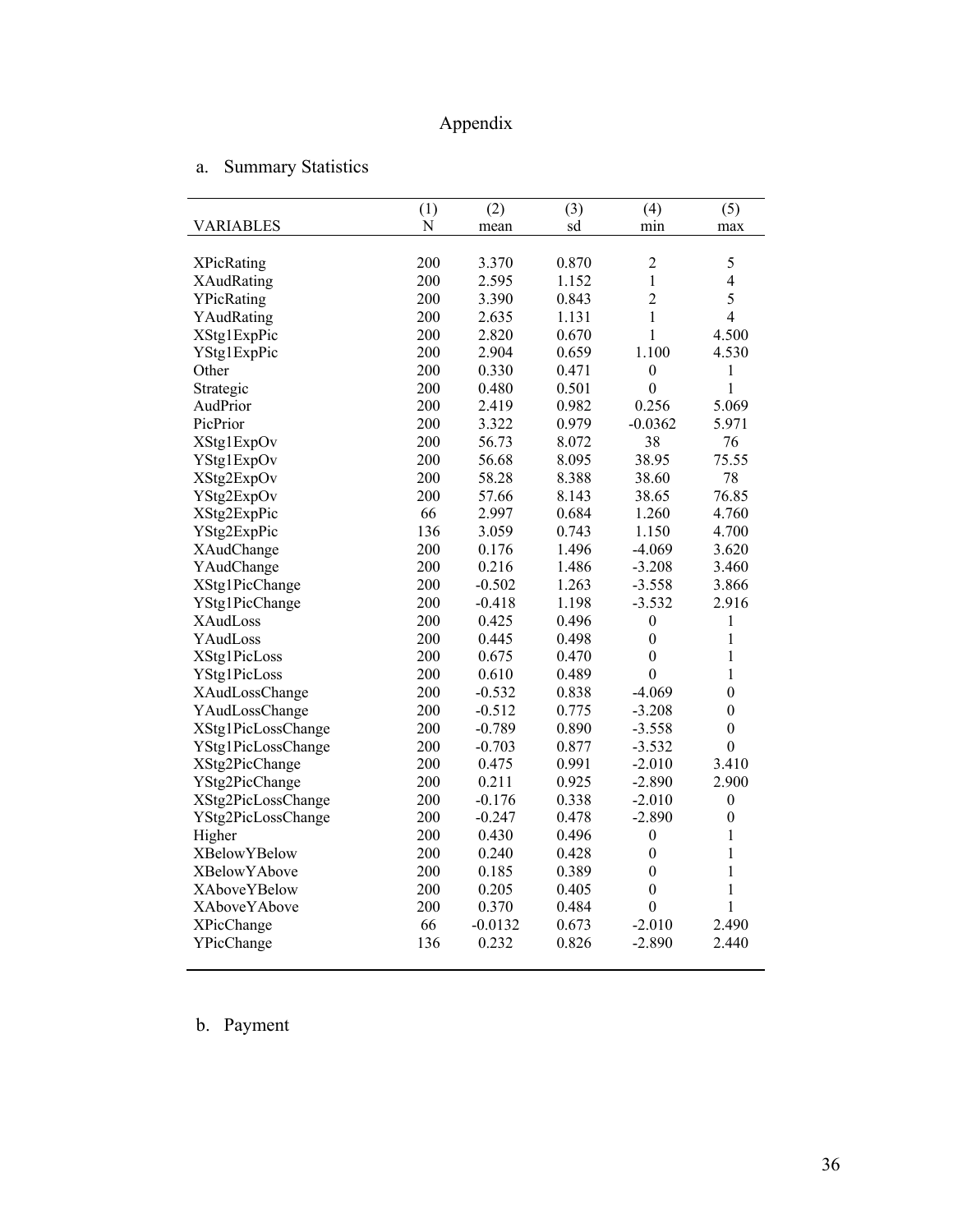# Appendix

## a. Summary Statistics

| VARIABLES | (1)<br>N | (2)<br>mean | (3)<br>sd | (4)<br>min | (5)<br>max |
|---|---|---|---|---|---|
| XPicRating | 200 | 3.370 | 0.870 | 2 | 5 |
| XAudRating | 200 | 2.595 | 1.152 | 1 | 4 |
| YPicRating | 200 | 3.390 | 0.843 | 2 | 5 |
| YAudRating | 200 | 2.635 | 1.131 | 1 | 4 |
| XStg1ExpPic | 200 | 2.820 | 0.670 | 1 | 4.500 |
| YStg1ExpPic | 200 | 2.904 | 0.659 | 1.100 | 4.530 |
| Other | 200 | 0.330 | 0.471 | 0 | 1 |
| Strategic | 200 | 0.480 | 0.501 | 0 | 1 |
| AudPrior | 200 | 2.419 | 0.982 | 0.256 | 5.069 |
| PicPrior | 200 | 3.322 | 0.979 | -0.0362 | 5.971 |
| XStg1ExpOv | 200 | 56.73 | 8.072 | 38 | 76 |
| YStg1ExpOv | 200 | 56.68 | 8.095 | 38.95 | 75.55 |
| XStg2ExpOv | 200 | 58.28 | 8.388 | 38.60 | 78 |
| YStg2ExpOv | 200 | 57.66 | 8.143 | 38.65 | 76.85 |
| XStg2ExpPic | 66 | 2.997 | 0.684 | 1.260 | 4.760 |
| YStg2ExpPic | 136 | 3.059 | 0.743 | 1.150 | 4.700 |
| XAudChange | 200 | 0.176 | 1.496 | -4.069 | 3.620 |
| YAudChange | 200 | 0.216 | 1.486 | -3.208 | 3.460 |
| XStg1PicChange | 200 | -0.502 | 1.263 | -3.558 | 3.866 |
| YStg1PicChange | 200 | -0.418 | 1.198 | -3.532 | 2.916 |
| XAudLoss | 200 | 0.425 | 0.496 | 0 | 1 |
| YAudLoss | 200 | 0.445 | 0.498 | 0 | 1 |
| XStg1PicLoss | 200 | 0.675 | 0.470 | 0 | 1 |
| YStg1PicLoss | 200 | 0.610 | 0.489 | 0 | 1 |
| XAudLossChange | 200 | -0.532 | 0.838 | -4.069 | 0 |
| YAudLossChange | 200 | -0.512 | 0.775 | -3.208 | 0 |
| XStg1PicLossChange | 200 | -0.789 | 0.890 | -3.558 | 0 |
| YStg1PicLossChange | 200 | -0.703 | 0.877 | -3.532 | 0 |
| XStg2PicChange | 200 | 0.475 | 0.991 | -2.010 | 3.410 |
| YStg2PicChange | 200 | 0.211 | 0.925 | -2.890 | 2.900 |
| XStg2PicLossChange | 200 | -0.176 | 0.338 | -2.010 | 0 |
| YStg2PicLossChange | 200 | -0.247 | 0.478 | -2.890 | 0 |
| Higher | 200 | 0.430 | 0.496 | 0 | 1 |
| XBelowYBelow | 200 | 0.240 | 0.428 | 0 | 1 |
| XBelowYAbove | 200 | 0.185 | 0.389 | 0 | 1 |
| XAboveYBelow | 200 | 0.205 | 0.405 | 0 | 1 |
| XAboveYAbove | 200 | 0.370 | 0.484 | 0 | 1 |
| XPicChange | 66 | -0.0132 | 0.673 | -2.010 | 2.490 |
| YPicChange | 136 | 0.232 | 0.826 | -2.890 | 2.440 |

## b. Payment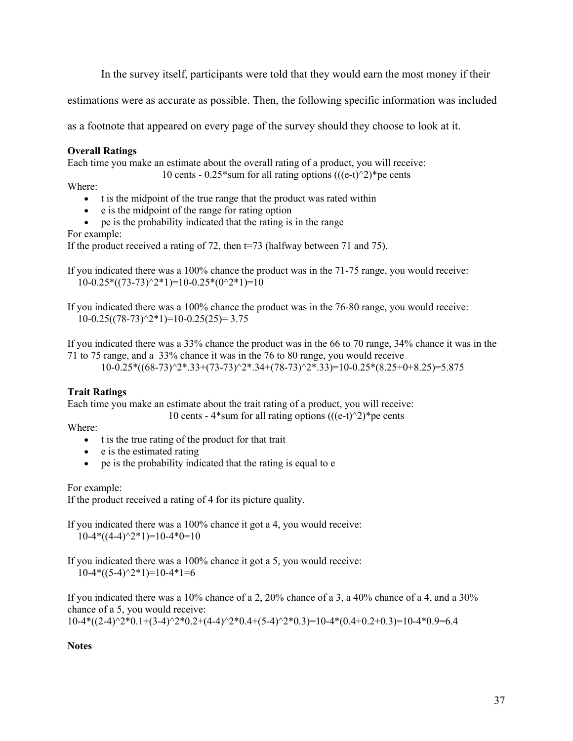In the survey itself, participants were told that they would earn the most money if their estimations were as accurate as possible. Then, the following specific information was included as a footnote that appeared on every page of the survey should they choose to look at it.

**Overall Ratings**

Each time you make an estimate about the overall rating of a product, you will receive:

10 cents - 0.25*sum for all rating options (((e-t)^2)*pe cents

Where:

- t is the midpoint of the true range that the product was rated within
- e is the midpoint of the range for rating option
- pe is the probability indicated that the rating is in the range

For example:

If the product received a rating of 72, then t=73 (halfway between 71 and 75).

If you indicated there was a 100% chance the product was in the 71-75 range, you would receive:

10-0.25*((73-73)^2*1)=10-0.25*(0^2*1)=10

If you indicated there was a 100% chance the product was in the 76-80 range, you would receive:

10-0.25((78-73)^2*1)=10-0.25(25)= 3.75

If you indicated there was a 33% chance the product was in the 66 to 70 range, 34% chance it was in the 71 to 75 range, and a 33% chance it was in the 76 to 80 range, you would receive

10-0.25*((68-73)^2*.33+(73-73)^2*.34+(78-73)^2*.33)=10-0.25*(8.25+0+8.25)=5.875

**Trait Ratings**

Each time you make an estimate about the trait rating of a product, you will receive:

10 cents - 4*sum for all rating options (((e-t)^2)*pe cents

Where:

- t is the true rating of the product for that trait
- e is the estimated rating
- pe is the probability indicated that the rating is equal to e

For example:

If the product received a rating of 4 for its picture quality.

If you indicated there was a 100% chance it got a 4, you would receive:

10-4*((4-4)^2*1)=10-4*0=10

If you indicated there was a 100% chance it got a 5, you would receive:

10-4*((5-4)^2*1)=10-4*1=6

If you indicated there was a 10% chance of a 2, 20% chance of a 3, a 40% chance of a 4, and a 30% chance of a 5, you would receive:

10-4*((2-4)^2*0.1+(3-4)^2*0.2+(4-4)^2*0.4+(5-4)^2*0.3)=10-4*(0.4+0.2+0.3)=10-4*0.9=6.4

**Notes**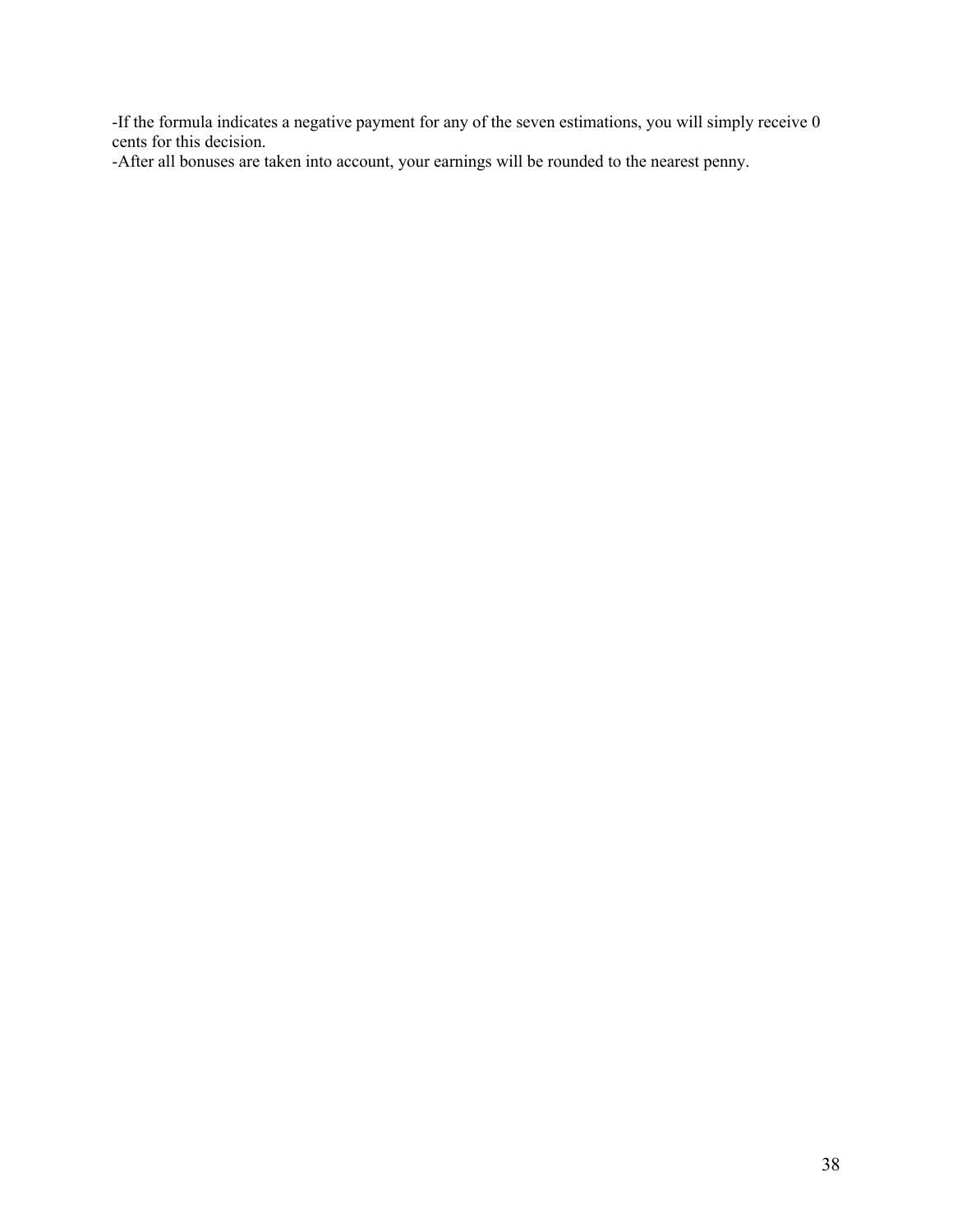-If the formula indicates a negative payment for any of the seven estimations, you will simply receive 0 cents for this decision.
-After all bonuses are taken into account, your earnings will be rounded to the nearest penny.